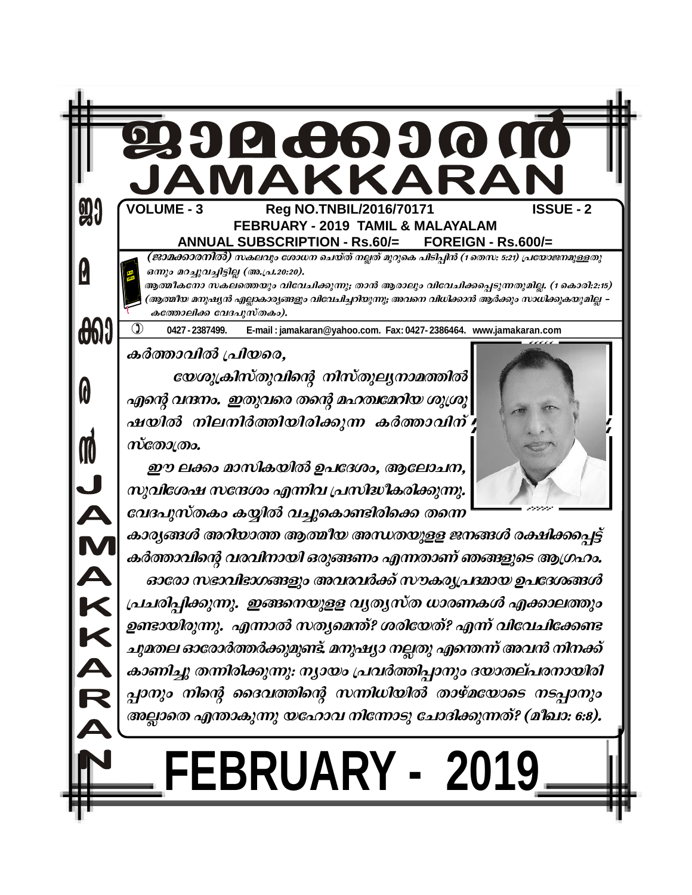# ജാമക്കാരൻ
# JAMAKKARAN

**VOLUME - 3** | **Reg NO.TNBIL/2016/70171** | **ISSUE - 2**

**FEBRUARY - 2019 TAMIL & MALAYALAM**

**ANNUAL SUBSCRIPTION - Rs.60/= FOREIGN - Rs.600/=**

*(ജാമക്കാരനിൽ) സകലവും ശോധന ചെയ്ത് നല്ലത് മുറുകെ പിടിപ്പിൻ (1 തെസ: 5:21) പ്രയോജനമുള്ളതു ഒന്നും മറച്ചുവച്ചിട്ടില്ല (അ.പ്ര.20:20).*

*ആത്മീകനോ സകലത്തെയും വിവേചിക്കുന്നു; താൻ ആരാലും വിവേചിക്കപ്പെടുന്നതുമില്ല. (1 കൊരി:2:15) (ആത്മീയ മനുഷ്യൻ എല്ലാകാര്യങ്ങളും വിവേചിച്ചറിയുന്നു; അവനെ വിധിക്കാൻ ആർക്കും സാധിക്കുകയുമില്ല – കത്തോലിക്ക വേദപുസ്തകം).*

0427 - 2387499. E-mail : jamakaran@yahoo.com. Fax: 0427- 2386464. www.jamakaran.com

*കർത്താവിൽ പ്രിയരെ,*

*യേശുക്രിസ്തുവിന്റെ നിസ്തുല്യനാമത്തിൽ എന്റെ വന്ദനം. ഇതുവരെ തന്റെ മഹത്വമേറിയ ശുശ്രൂഷയിൽ നിലനിർത്തിയിരിക്കുന്ന കർത്താവിന് സ്തോത്രം.*

*ഈ ലക്കം മാസികയിൽ ഉപദേശം, ആലോചന, സുവിശേഷ സന്ദേശം എന്നിവ പ്രസിദ്ധീകരിക്കുന്നു. വേദപുസ്തകം കയ്യിൽ വച്ചുകൊണ്ടിരിക്കെ തന്നെ കാര്യങ്ങൾ അറിയാത്ത ആത്മീയ അന്ധതയുള്ള ജനങ്ങൾ രക്ഷിക്കപ്പെട്ട് കർത്താവിന്റെ വരവിനായി ഒരുങ്ങണം എന്നതാണ് ഞങ്ങളുടെ ആഗ്രഹം.*

*ഓരോ സഭാവിഭാഗങ്ങളും അവരവർക്ക് സൗകര്യപ്രദമായ ഉപദേശങ്ങൾ പ്രചരിപ്പിക്കുന്നു. ഇങ്ങനെയുള്ള വ്യത്യസ്ത ധാരണകൾ എക്കാലത്തും ഉണ്ടായിരുന്നു. എന്നാൽ സത്യമെന്ത്? ശരിയേത്? എന്ന് വിവേചിക്കേണ്ട ചുമതല ഓരോരുത്തർക്കുമുണ്ട്. മനുഷ്യാ നല്ലതു എന്തെന്ന് അവൻ നിനക്ക് കാണിച്ചു തന്നിരിക്കുന്നു: ന്യായം പ്രവർത്തിപ്പാനും ദയാതല്പരനായിരിപ്പാനും നിന്റെ ദൈവത്തിന്റെ സന്നിധിയിൽ താഴ്മയോടെ നടപ്പാനും അല്ലാതെ എന്താകുന്നു യഹോവ നിന്നോടു ചോദിക്കുന്നത്? (മീഖാ: 6:8).*

# FEBRUARY - 2019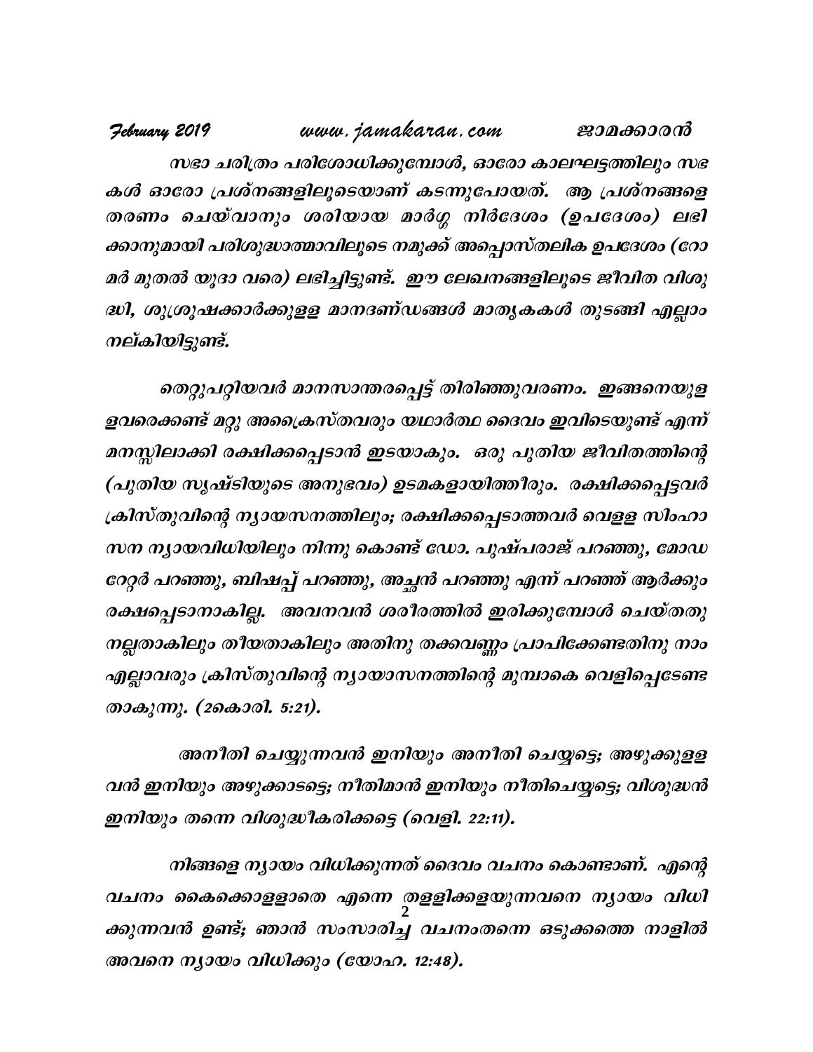സഭാ ചരിത്രം പരിശോധിക്കുമ്പോൾ, ഓരോ കാലഘട്ടത്തിലും സഭകൾ ഓരോ പ്രശ്നങ്ങളിലൂടെയാണ് കടന്നുപോയത്. ആ പ്രശ്നങ്ങളെ തരണം ചെയ്വാനും ശരിയായ മാർഗ്ഗ നിർദേശം (ഉപദേശം) ലഭിക്കാനുമായി പരിശുദ്ധാത്മാവിലൂടെ നമുക്ക് അപ്പൊസ്തലിക ഉപദേശം (റോമർ മുതൽ യൂദാ വരെ) ലഭിച്ചിട്ടുണ്ട്. ഈ ലേഖനങ്ങളിലൂടെ ജീവിത വിശുദ്ധി, ശുശ്രൂഷക്കാർക്കുള്ള മാനദണ്ഡങ്ങൾ മാതൃകകൾ തുടങ്ങി എല്ലാം നല്കിയിട്ടുണ്ട്.

തെറ്റുപറ്റിയവർ മാനസാന്തരപ്പെട്ട് തിരിഞ്ഞുവരണം. ഇങ്ങനെയുളളവരെക്കണ്ട് മറ്റു അക്രൈസ്തവരും യഥാർത്ഥ ദൈവം ഇവിടെയുണ്ട് എന്ന് മനസ്സിലാക്കി രക്ഷിക്കപ്പെടാൻ ഇടയാകും. ഒരു പുതിയ ജീവിതത്തിന്റെ (പുതിയ സൃഷ്ടിയുടെ അനുഭവം) ഉടമകളായിത്തീരും. രക്ഷിക്കപ്പെട്ടവർ ക്രിസ്തുവിന്റെ ന്യായസനത്തിലും; രക്ഷിക്കപ്പെടാത്തവർ വെള്ള സിംഹാസന ന്യായവിധിയിലും നിന്നു കൊണ്ട് ഡോ. പുഷ്പരാജ് പറഞ്ഞു, മോഡറേറ്റർ പറഞ്ഞു, ബിഷപ്പ് പറഞ്ഞു, അച്ചൻ പറഞ്ഞു എന്ന് പറഞ്ഞ് ആർക്കും രക്ഷപ്പെടാനാകില്ല. അവനവൻ ശരീരത്തിൽ ഇരിക്കുമ്പോൾ ചെയ്തതു നല്ലതാകിലും തീയതാകിലും അതിനു തക്കവണ്ണം പ്രാപിക്കേണ്ടതിനു നാം എല്ലാവരും ക്രിസ്തുവിന്റെ ന്യായാസനത്തിന്റെ മുമ്പാകെ വെളിപ്പെടേണ്ടതാകുന്നു. (2കൊരി. 5:21).

അനീതി ചെയ്യുന്നവൻ ഇനിയും അനീതി ചെയ്യട്ടെ; അഴുക്കുള്ളവൻ ഇനിയും അഴുക്കാടട്ടെ; നീതിമാൻ ഇനിയും നീതിചെയ്യട്ടെ; വിശുദ്ധൻ ഇനിയും തന്നെ വിശുദ്ധീകരിക്കട്ടെ (വെളി. 22:11).

നിങ്ങളെ ന്യായം വിധിക്കുന്നത് ദൈവം വചനം കൊണ്ടാണ്. എന്റെ വചനം കൈക്കൊള്ളാതെ എന്നെ തള്ളിക്കളയുന്നവനെ ന്യായം വിധിക്കുന്നവൻ ഉണ്ട്; ഞാൻ സംസാരിച്ച വചനംതന്നെ ഒടുക്കത്തെ നാളിൽ അവനെ ന്യായം വിധിക്കും (യോഹ. 12:48).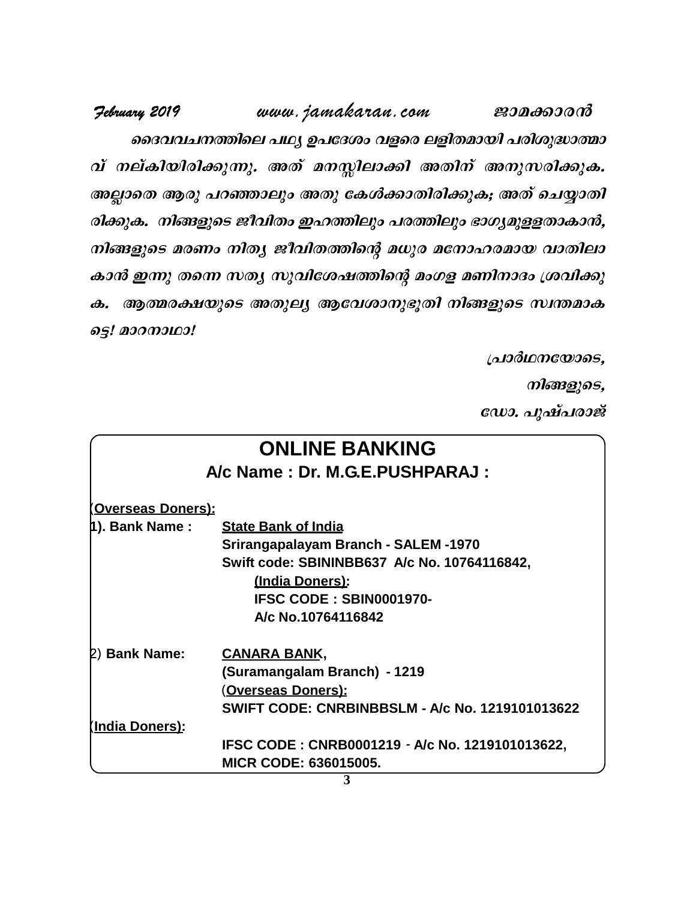ദൈവവചനത്തിലെ പഥ്യ ഉപദേശം വളരെ ലളിതമായി പരിശുദ്ധാത്മാവ് നല്കിയിരിക്കുന്നു. അത് മനസ്സിലാക്കി അതിന് അനുസരിക്കുക. അല്ലാതെ ആരു പറഞ്ഞാലും അതു കേൾക്കാതിരിക്കുക; അത് ചെയ്യാതിരിക്കുക. നിങ്ങളുടെ ജീവിതം ഇഹത്തിലും പരത്തിലും ഭാഗ്യമുള്ളതാകാൻ, നിങ്ങളുടെ മരണം നിത്യ ജീവിതത്തിന്റെ മധുര മനോഹരമായ വാതിലാകാൻ ഇന്നു തന്നെ സത്യ സുവിശേഷത്തിന്റെ മംഗള മണിനാദം ശ്രവിക്കുക. ആത്മരക്ഷയുടെ അതുല്യ ആവേശാനുഭൂതി നിങ്ങളുടെ സ്വന്തമാകട്ടെ! മാറനാഥാ!

പ്രാർഥനയോടെ,

നിങ്ങളുടെ,

ഡോ. പുഷ്പരാജ്

## ONLINE BANKING

**A/c Name : Dr. M.G.E.PUSHPARAJ :**

**(Overseas Doners):**

**1). Bank Name :** **State Bank of India**
**Srirangapalayam Branch - SALEM -1970**
**Swift code: SBININBB637 A/c No. 10764116842,**
**(India Doners):**
**IFSC CODE : SBIN0001970-**
**A/c No.10764116842**

2) **Bank Name:** **CANARA BANK,**
**(Suramangalam Branch) - 1219**
(**Overseas Doners):**
**SWIFT CODE: CNRBINBBSLM - A/c No. 1219101013622**

**(India Doners):**
**IFSC CODE : CNRB0001219 - A/c No. 1219101013622,**
**MICR CODE: 636015005.**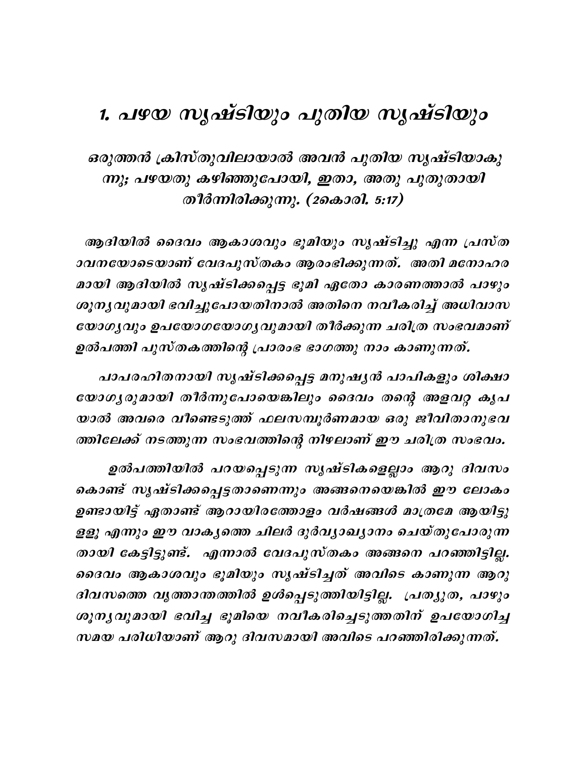# 1. പഴയ സൃഷ്ടിയും പുതിയ സൃഷ്ടിയും

*ഒരുത്തൻ ക്രിസ്തുവിലായാൽ അവൻ പുതിയ സൃഷ്ടിയാകുന്നു; പഴയതു കഴിഞ്ഞുപോയി, ഇതാ, അതു പുതുതായി തീർന്നിരിക്കുന്നു. (2കൊരി. 5:17)*

ആദിയിൽ ദൈവം ആകാശവും ഭൂമിയും സൃഷ്ടിച്ചു എന്ന പ്രസ്താവനയോടെയാണ് വേദപുസ്തകം ആരംഭിക്കുന്നത്. അതി മനോഹരമായി ആദിയിൽ സൃഷ്ടിക്കപ്പെട്ട ഭൂമി ഏതോ കാരണത്താൽ പാഴും ശൂന്യവുമായി ഭവിച്ചുപോയതിനാൽ അതിനെ നവീകരിച്ച് അധിവാസയോഗ്യവും ഉപയോഗയോഗ്യവുമായി തീർക്കുന്ന ചരിത്ര സംഭവമാണ് ഉൽപത്തി പുസ്തകത്തിന്റെ പ്രാരംഭ ഭാഗത്തു നാം കാണുന്നത്.

പാപരഹിതനായി സൃഷ്ടിക്കപ്പെട്ട മനുഷ്യൻ പാപികളും ശിക്ഷായോഗ്യരുമായി തീർന്നുപോയെങ്കിലും ദൈവം തന്റെ അളവറ്റ കൃപയാൽ അവരെ വീണ്ടെടുത്ത് ഫലസമ്പൂർണമായ ഒരു ജീവിതാനുഭവത്തിലേക്ക് നടത്തുന്ന സംഭവത്തിന്റെ നിഴലാണ് ഈ ചരിത്ര സംഭവം.

ഉൽപത്തിയിൽ പറയപ്പെടുന്ന സൃഷ്ടികളെല്ലാം ആറു ദിവസം കൊണ്ട് സൃഷ്ടിക്കപ്പെട്ടതാണെന്നും അങ്ങനെയെങ്കിൽ ഈ ലോകം ഉണ്ടായിട്ട് ഏതാണ്ട് ആറായിരത്തോളം വർഷങ്ങൾ മാത്രമേ ആയിട്ടുള്ളൂ എന്നും ഈ വാക്യത്തെ ചിലർ ദുർവ്യാഖ്യാനം ചെയ്തുപോരുന്നതായി കേട്ടിട്ടുണ്ട്. എന്നാൽ വേദപുസ്തകം അങ്ങനെ പറഞ്ഞിട്ടില്ല. ദൈവം ആകാശവും ഭൂമിയും സൃഷ്ടിച്ചത് അവിടെ കാണുന്ന ആറു ദിവസത്തെ വൃത്താന്തത്തിൽ ഉൾപ്പെടുത്തിയിട്ടില്ല. പ്രത്യുത, പാഴും ശൂന്യവുമായി ഭവിച്ച ഭൂമിയെ നവീകരിച്ചെടുത്തതിന് ഉപയോഗിച്ച സമയ പരിധിയാണ് ആറു ദിവസമായി അവിടെ പറഞ്ഞിരിക്കുന്നത്.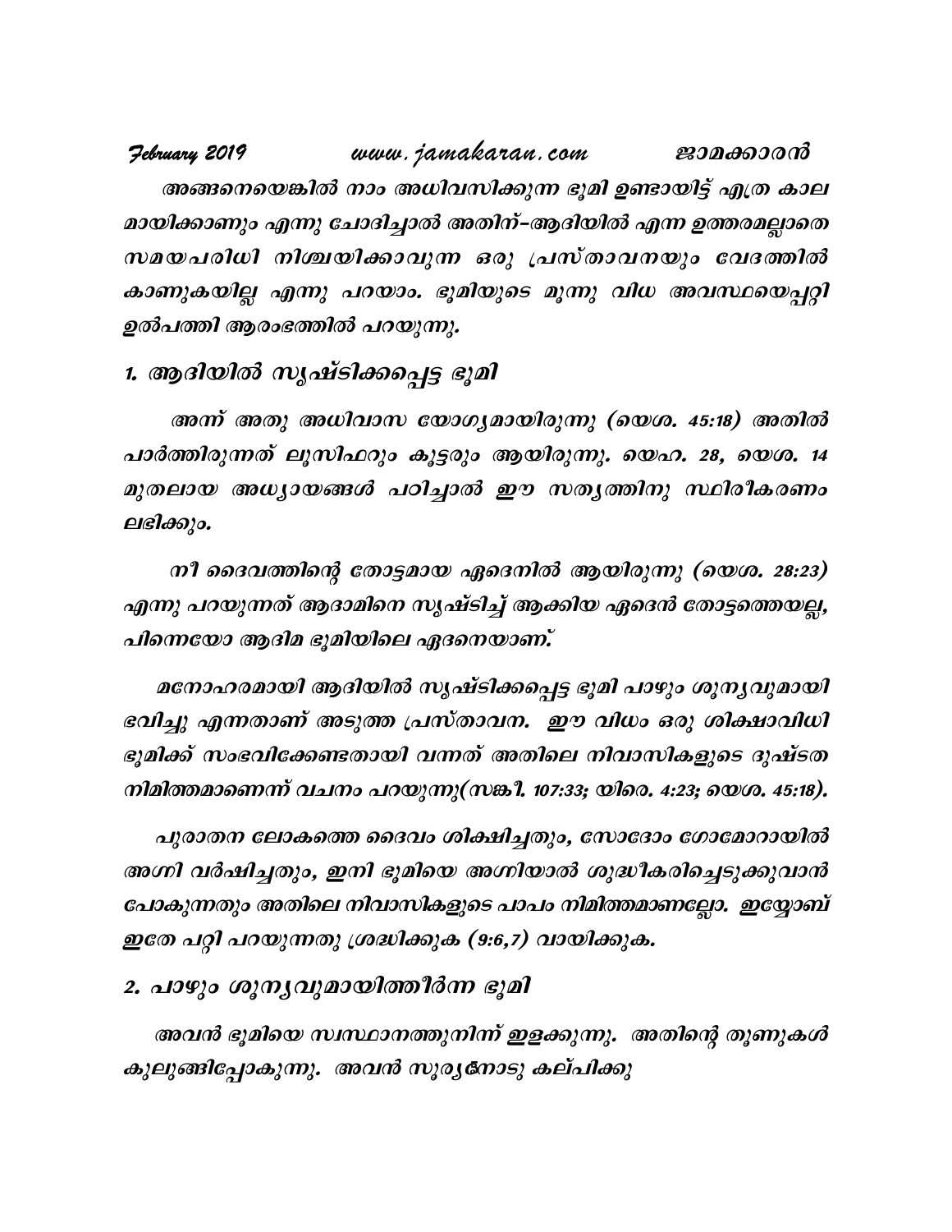അങ്ങനെയെങ്കിൽ നാം അധിവസിക്കുന്ന ഭൂമി ഉണ്ടായിട്ട് എത്ര കാല മായിക്കാണും എന്നു ചോദിച്ചാൽ അതിന്-ആദിയിൽ എന്ന ഉത്തരമല്ലാതെ സമയപരിധി നിശ്ചയിക്കാവുന്ന ഒരു പ്രസ്താവനയും വേദത്തിൽ കാണുകയില്ല എന്നു പറയാം. ഭൂമിയുടെ മൂന്നു വിധ അവസ്ഥയെപ്പറ്റി ഉൽപത്തി ആരംഭത്തിൽ പറയുന്നു.

## 1. ആദിയിൽ സൃഷ്ടിക്കപ്പെട്ട ഭൂമി

അന്ന് അതു അധിവാസ യോഗ്യമായിരുന്നു (യെശ. 45:18) അതിൽ പാർത്തിരുന്നത് ലൂസിഫറും കൂട്ടരും ആയിരുന്നു. യെഹ. 28, യെശ. 14 മുതലായ അധ്യായങ്ങൾ പഠിച്ചാൽ ഈ സത്യത്തിനു സ്ഥിരീകരണം ലഭിക്കും.

നീ ദൈവത്തിന്റെ തോട്ടമായ ഏദെനിൽ ആയിരുന്നു (യെശ. 28:23) എന്നു പറയുന്നത് ആദാമിനെ സൃഷ്ടിച്ച് ആക്കിയ ഏദെൻ തോട്ടത്തെയല്ല, പിന്നെയോ ആദിമ ഭൂമിയിലെ ഏദനെയാണ്.

മനോഹരമായി ആദിയിൽ സൃഷ്ടിക്കപ്പെട്ട ഭൂമി പാഴും ശൂന്യവുമായി ഭവിച്ചു എന്നതാണ് അടുത്ത പ്രസ്താവന. ഈ വിധം ഒരു ശിക്ഷാവിധി ഭൂമിക്ക് സംഭവിക്കേണ്ടതായി വന്നത് അതിലെ നിവാസികളുടെ ദുഷ്ടത നിമിത്തമാണെന്ന് വചനം പറയുന്നു(സങ്കീ. 107:33; യിരെ. 4:23; യെശ. 45:18).

പുരാതന ലോകത്തെ ദൈവം ശിക്ഷിച്ചതും, സോദോം ഗോമോറായിൽ അഗ്നി വർഷിച്ചതും, ഇനി ഭൂമിയെ അഗ്നിയാൽ ശുദ്ധീകരിച്ചെടുക്കുവാൻ പോകുന്നതും അതിലെ നിവാസികളുടെ പാപം നിമിത്തമാണല്ലോ. ഇയ്യോബ് ഇതേ പറ്റി പറയുന്നതു ശ്രദ്ധിക്കുക (9:6,7) വായിക്കുക.

## 2. പാഴും ശൂന്യവുമായിത്തീർന്ന ഭൂമി

അവൻ ഭൂമിയെ സ്വസ്ഥാനത്തുനിന്ന് ഇളക്കുന്നു. അതിന്റെ തൂണുകൾ കുലുങ്ങിപ്പോകുന്നു. അവൻ സൂര്യനോടു കല്പിക്കു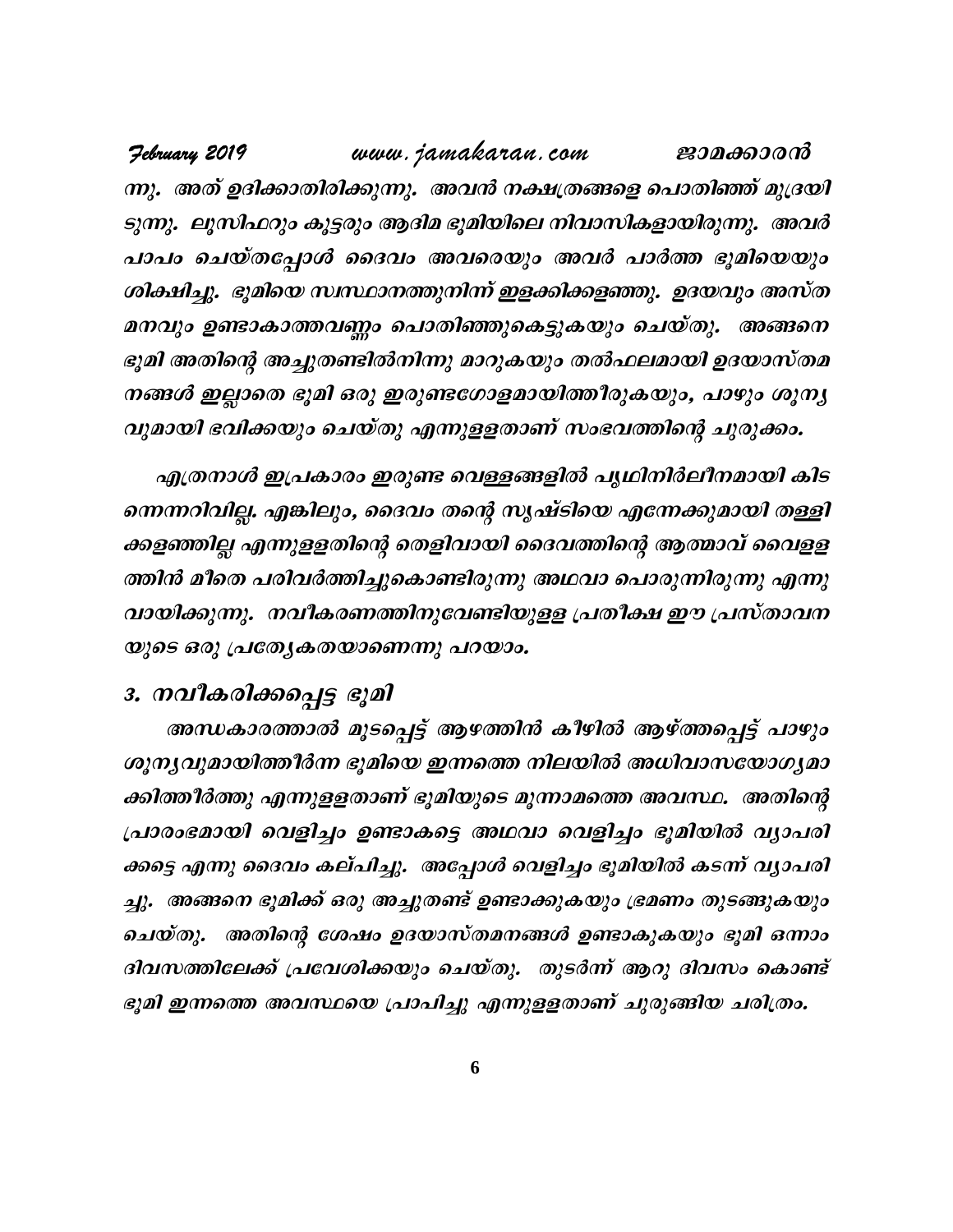ന്നു. അത് ഉദിക്കാതിരിക്കുന്നു. അവൻ നക്ഷത്രങ്ങളെ പൊതിഞ്ഞ് മുദ്രയിടുന്നു. ലൂസിഫറും കൂട്ടരും ആദിമ ഭൂമിയിലെ നിവാസികളായിരുന്നു. അവർ പാപം ചെയ്തപ്പോൾ ദൈവം അവരെയും അവർ പാർത്ത ഭൂമിയെയും ശിക്ഷിച്ചു. ഭൂമിയെ സ്വസ്ഥാനത്തുനിന്ന് ഇളക്കിക്കളഞ്ഞു. ഉദയവും അസ്തമനവും ഉണ്ടാകാത്തവണ്ണം പൊതിഞ്ഞുകെട്ടുകയും ചെയ്തു. അങ്ങനെ ഭൂമി അതിന്റെ അച്ചുതണ്ടിൽനിന്നു മാറുകയും തൽഫലമായി ഉദയാസ്തമനങ്ങൾ ഇല്ലാതെ ഭൂമി ഒരു ഇരുണ്ടഗോളമായിത്തീരുകയും, പാഴും ശൂന്യവുമായി ഭവിക്കയും ചെയ്തു എന്നുള്ളതാണ് സംഭവത്തിന്റെ ചുരുക്കം.

എത്രനാൾ ഇപ്രകാരം ഇരുണ്ട വെള്ളങ്ങളിൽ പൃഥിനിർലീനമായി കിടന്നെന്നറിവില്ല. എങ്കിലും, ദൈവം തന്റെ സൃഷ്ടിയെ എന്നേക്കുമായി തള്ളിക്കളഞ്ഞില്ല എന്നുള്ളതിന്റെ തെളിവായി ദൈവത്തിന്റെ ആത്മാവ് വെള്ളത്തിൻ മീതെ പരിവർത്തിച്ചുകൊണ്ടിരുന്നു അഥവാ പൊരുന്നിരുന്നു എന്നു വായിക്കുന്നു. നവീകരണത്തിനുവേണ്ടിയുള്ള പ്രതീക്ഷ ഈ പ്രസ്താവനയുടെ ഒരു പ്രത്യേകതയാണെന്നു പറയാം.

### 3. നവീകരിക്കപ്പെട്ട ഭൂമി

അന്ധകാരത്താൽ മൂടപ്പെട്ട് ആഴത്തിൻ കീഴിൽ ആഴ്ത്തപ്പെട്ട് പാഴും ശൂന്യവുമായിത്തീർന്ന ഭൂമിയെ ഇന്നത്തെ നിലയിൽ അധിവാസയോഗ്യമാക്കിത്തീർത്തു എന്നുള്ളതാണ് ഭൂമിയുടെ മൂന്നാമത്തെ അവസ്ഥ. അതിന്റെ പ്രാരംഭമായി വെളിച്ചം ഉണ്ടാകട്ടെ അഥവാ വെളിച്ചം ഭൂമിയിൽ വ്യാപരിക്കട്ടെ എന്നു ദൈവം കല്പിച്ചു. അപ്പോൾ വെളിച്ചം ഭൂമിയിൽ കടന്ന് വ്യാപരിച്ചു. അങ്ങനെ ഭൂമിക്ക് ഒരു അച്ചുതണ്ട് ഉണ്ടാക്കുകയും ഭ്രമണം തുടങ്ങുകയും ചെയ്തു. അതിന്റെ ശേഷം ഉദയാസ്തമനങ്ങൾ ഉണ്ടാകുകയും ഭൂമി ഒന്നാം ദിവസത്തിലേക്ക് പ്രവേശിക്കയും ചെയ്തു. തുടർന്ന് ആറു ദിവസം കൊണ്ട് ഭൂമി ഇന്നത്തെ അവസ്ഥയെ പ്രാപിച്ചു എന്നുള്ളതാണ് ചുരുങ്ങിയ ചരിത്രം.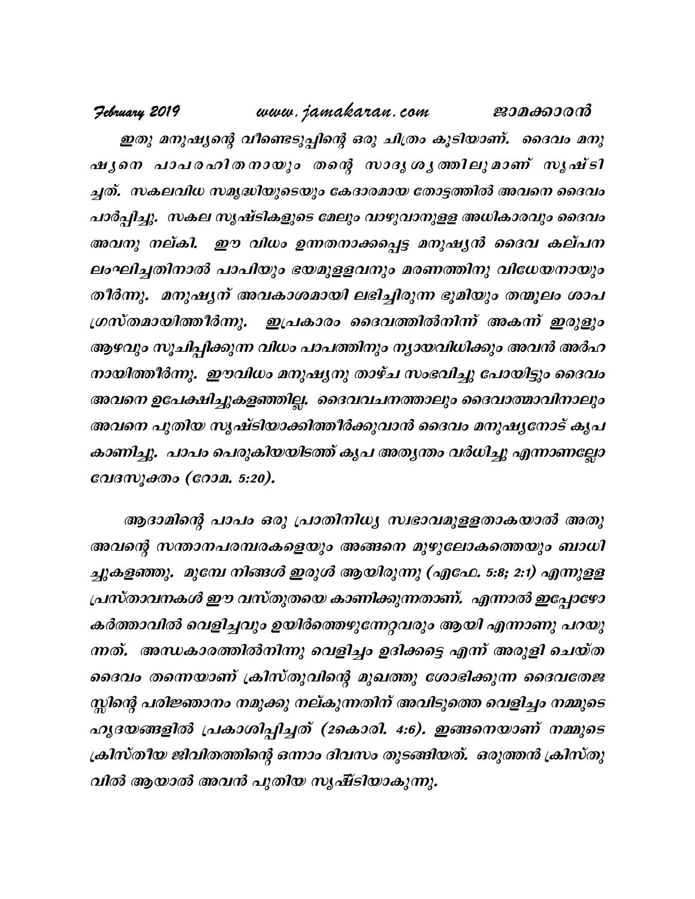*ഇതു മനുഷ്യന്റെ വീണ്ടെടുപ്പിന്റെ ഒരു ചിത്രം കൂടിയാണ്. ദൈവം മനുഷ്യനെ പാപരഹിതനായും തന്റെ സാദൃശ്യത്തിലുമാണ് സൃഷ്ടിച്ചത്. സകലവിധ സമൃദ്ധിയുടെയും കേദാരമായ തോട്ടത്തിൽ അവനെ ദൈവം പാർപ്പിച്ചു. സകല സൃഷ്ടികളുടെ മേലും വാഴുവാനുള്ള അധികാരവും ദൈവം അവനു നല്കി. ഈ വിധം ഉന്നതനാക്കപ്പെട്ട മനുഷ്യൻ ദൈവ കല്പന ലംഘിച്ചതിനാൽ പാപിയും ഭയമുള്ളവനും മരണത്തിനു വിധേയനായും തീർന്നു. മനുഷ്യന് അവകാശമായി ലഭിച്ചിരുന്ന ഭൂമിയും തന്മൂലം ശാപഗ്രസ്തമായിത്തീർന്നു. ഇപ്രകാരം ദൈവത്തിൽനിന്ന് അകന്ന് ഇരുളും ആഴവും സൂചിപ്പിക്കുന്ന വിധം പാപത്തിനും ന്യായവിധിക്കും അവൻ അർഹനായിത്തീർന്നു. ഈവിധം മനുഷ്യനു താഴ്ച സംഭവിച്ചു പോയിട്ടും ദൈവം അവനെ ഉപേക്ഷിച്ചുകളഞ്ഞില്ല. ദൈവവചനത്താലും ദൈവാത്മാവിനാലും അവനെ പുതിയ സൃഷ്ടിയാക്കിത്തീർക്കുവാൻ ദൈവം മനുഷ്യനോട് കൃപ കാണിച്ചു. പാപം പെരുകിയയിടത്ത് കൃപ അത്യന്തം വർധിച്ചു എന്നാണല്ലോ വേദസൂക്തം (റോമ. 5:20).*

*ആദാമിന്റെ പാപം ഒരു പ്രാതിനിധ്യ സ്വഭാവമുള്ളതാകയാൽ അതു അവന്റെ സന്താനപരമ്പരകളെയും അങ്ങനെ മുഴുലോകത്തെയും ബാധിച്ചുകളഞ്ഞു. മുമ്പേ നിങ്ങൾ ഇരുൾ ആയിരുന്നു (എഫേ. 5:8; 2:1) എന്നുള്ള പ്രസ്താവനകൾ ഈ വസ്തുതയെ കാണിക്കുന്നതാണ്. എന്നാൽ ഇപ്പോഴോ കർത്താവിൽ വെളിച്ചവും ഉയിർത്തെഴുന്നേറ്റവരും ആയി എന്നാണു പറയുന്നത്. അന്ധകാരത്തിൽനിന്നു വെളിച്ചം ഉദിക്കട്ടെ എന്ന് അരുളി ചെയ്ത ദൈവം തന്നെയാണ് ക്രിസ്തുവിന്റെ മുഖത്തു ശോഭിക്കുന്ന ദൈവതേജസ്സിന്റെ പരിജ്ഞാനം നമുക്കു നല്കുന്നതിന് അവിടുത്തെ വെളിച്ചം നമ്മുടെ ഹൃദയങ്ങളിൽ പ്രകാശിപ്പിച്ചത് (2കൊരി. 4:6). ഇങ്ങനെയാണ് നമ്മുടെ ക്രിസ്തീയ ജിവിതത്തിന്റെ ഒന്നാം ദിവസം തുടങ്ങിയത്. ഒരുത്തൻ ക്രിസ്തുവിൽ ആയാൽ അവൻ പുതിയ സൃഷ്ടിയാകുന്നു.*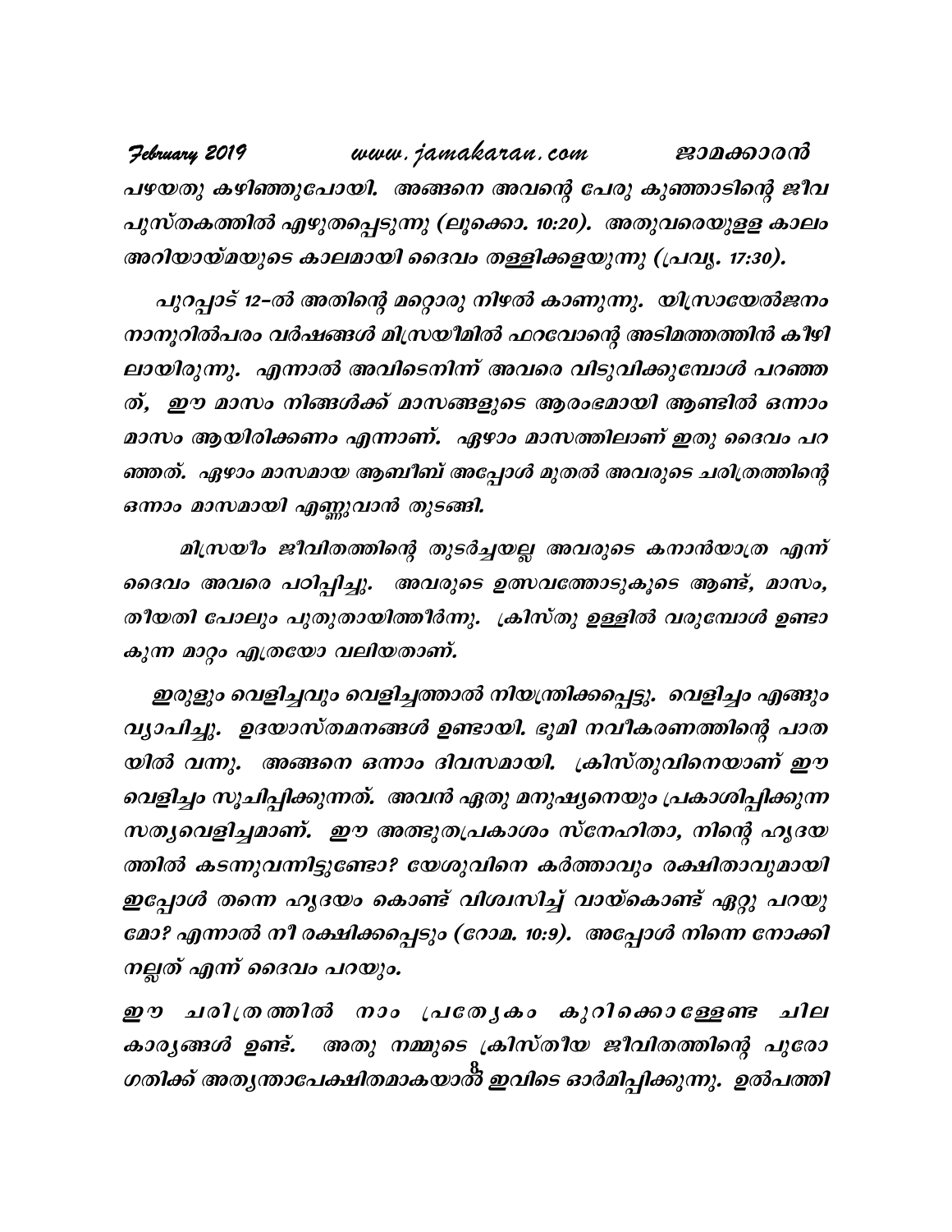പഴയതു കഴിഞ്ഞുപോയി. അങ്ങനെ അവന്റെ പേരു കുഞ്ഞാടിന്റെ ജീവ പുസ്തകത്തിൽ എഴുതപ്പെടുന്നു (ലൂക്കൊ. 10:20). അതുവരെയുള്ള കാലം അറിയായ്മയുടെ കാലമായി ദൈവം തള്ളിക്കളയുന്നു (പ്രവൃ. 17:30).

പുറപ്പാട് 12-ൽ അതിന്റെ മറ്റൊരു നിഴൽ കാണുന്നു. യിസ്രായേൽജനം നാനൂറിൽപരം വർഷങ്ങൾ മിസ്രയീമിൽ ഫറവോന്റെ അടിമത്തത്തിൻ കീഴിലായിരുന്നു. എന്നാൽ അവിടെനിന്ന് അവരെ വിടുവിക്കുമ്പോൾ പറഞ്ഞത്, ഈ മാസം നിങ്ങൾക്ക് മാസങ്ങളുടെ ആരംഭമായി ആണ്ടിൽ ഒന്നാം മാസം ആയിരിക്കണം എന്നാണ്. ഏഴാം മാസത്തിലാണ് ഇതു ദൈവം പറഞ്ഞത്. ഏഴാം മാസമായ ആബീബ് അപ്പോൾ മുതൽ അവരുടെ ചരിത്രത്തിന്റെ ഒന്നാം മാസമായി എണ്ണുവാൻ തുടങ്ങി.

മിസ്രയീം ജീവിതത്തിന്റെ തുടർച്ചയല്ല അവരുടെ കനാൻയാത്ര എന്ന് ദൈവം അവരെ പഠിപ്പിച്ചു. അവരുടെ ഉത്സവത്തോടുകൂടെ ആണ്ട്, മാസം, തീയതി പോലും പുതുതായിത്തീർന്നു. ക്രിസ്തു ഉള്ളിൽ വരുമ്പോൾ ഉണ്ടാകുന്ന മാറ്റം എത്രയോ വലിയതാണ്.

ഇരുളും വെളിച്ചവും വെളിച്ചത്താൽ നിയന്ത്രിക്കപ്പെട്ടു. വെളിച്ചം എങ്ങും വ്യാപിച്ചു. ഉദയാസ്തമനങ്ങൾ ഉണ്ടായി. ഭൂമി നവീകരണത്തിന്റെ പാതയിൽ വന്നു. അങ്ങനെ ഒന്നാം ദിവസമായി. ക്രിസ്തുവിനെയാണ് ഈ വെളിച്ചം സൂചിപ്പിക്കുന്നത്. അവൻ ഏതു മനുഷ്യനെയും പ്രകാശിപ്പിക്കുന്ന സത്യവെളിച്ചമാണ്. ഈ അത്ഭുതപ്രകാശം സ്നേഹിതാ, നിന്റെ ഹൃദയത്തിൽ കടന്നുവന്നിട്ടുണ്ടോ? യേശുവിനെ കർത്താവും രക്ഷിതാവുമായി ഇപ്പോൾ തന്നെ ഹൃദയം കൊണ്ട് വിശ്വസിച്ച് വായ്കൊണ്ട് ഏറ്റു പറയുമോ? എന്നാൽ നീ രക്ഷിക്കപ്പെടും (റോമ. 10:9). അപ്പോൾ നിന്നെ നോക്കി നല്ലത് എന്ന് ദൈവം പറയും.

ഈ ചരിത്രത്തിൽ നാം പ്രത്യേകം കുറിക്കൊള്ളേണ്ട ചില കാര്യങ്ങൾ ഉണ്ട്. അതു നമ്മുടെ ക്രിസ്തീയ ജീവിതത്തിന്റെ പുരോഗതിക്ക് അത്യന്താപേക്ഷിതമാകയാൽ ഇവിടെ ഓർമിപ്പിക്കുന്നു. ഉൽപത്തി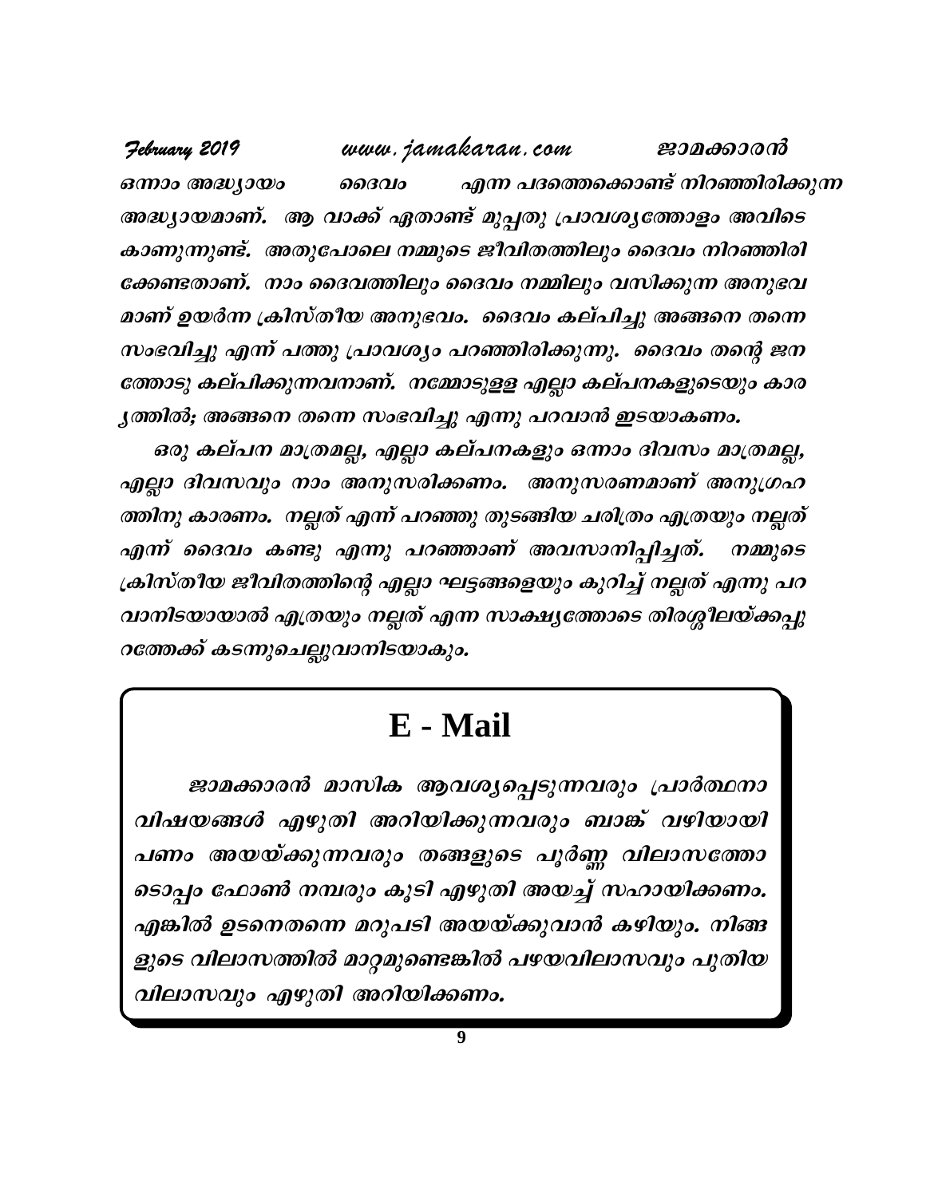ഒന്നാം അദ്ധ്യായം ദൈവം എന്ന പദത്തെക്കൊണ്ട് നിറഞ്ഞിരിക്കുന്ന അദ്ധ്യായമാണ്. ആ വാക്ക് ഏതാണ്ട് മുപ്പതു പ്രാവശ്യത്തോളം അവിടെ കാണുന്നുണ്ട്. അതുപോലെ നമ്മുടെ ജീവിതത്തിലും ദൈവം നിറഞ്ഞിരിക്കേണ്ടതാണ്. നാം ദൈവത്തിലും ദൈവം നമ്മിലും വസിക്കുന്ന അനുഭവമാണ് ഉയർന്ന ക്രിസ്തീയ അനുഭവം. ദൈവം കല്പിച്ചു അങ്ങനെ തന്നെ സംഭവിച്ചു എന്ന് പത്തു പ്രാവശ്യം പറഞ്ഞിരിക്കുന്നു. ദൈവം തന്റെ ജനത്തോടു കല്പിക്കുന്നവനാണ്. നമ്മോടുള്ള എല്ലാ കല്പനകളുടെയും കാര്യത്തിൽ; അങ്ങനെ തന്നെ സംഭവിച്ചു എന്നു പറവാൻ ഇടയാകണം.

ഒരു കല്പന മാത്രമല്ല, എല്ലാ കല്പനകളും ഒന്നാം ദിവസം മാത്രമല്ല, എല്ലാ ദിവസവും നാം അനുസരിക്കണം. അനുസരണമാണ് അനുഗ്രഹത്തിനു കാരണം. നല്ലത് എന്ന് പറഞ്ഞു തുടങ്ങിയ ചരിത്രം എത്രയും നല്ലത് എന്ന് ദൈവം കണ്ടു എന്നു പറഞ്ഞാണ് അവസാനിപ്പിച്ചത്. നമ്മുടെ ക്രിസ്തീയ ജീവിതത്തിന്റെ എല്ലാ ഘട്ടങ്ങളെയും കുറിച്ച് നല്ലത് എന്നു പറവാനിടയായാൽ എത്രയും നല്ലത് എന്ന സാക്ഷ്യത്തോടെ തിരശ്ശീലയ്ക്കപ്പുറത്തേക്ക് കടന്നുചെല്ലുവാനിടയാകും.

## E - Mail

ജാമക്കാരൻ മാസിക ആവശ്യപ്പെടുന്നവരും പ്രാർത്ഥനാ വിഷയങ്ങൾ എഴുതി അറിയിക്കുന്നവരും ബാങ്ക് വഴിയായി പണം അയയ്ക്കുന്നവരും തങ്ങളുടെ പൂർണ്ണ വിലാസത്തോടൊപ്പം ഫോൺ നമ്പരും കൂടി എഴുതി അയച്ച് സഹായിക്കണം. എങ്കിൽ ഉടനെതന്നെ മറുപടി അയയ്ക്കുവാൻ കഴിയും. നിങ്ങളുടെ വിലാസത്തിൽ മാറ്റമുണ്ടെങ്കിൽ പഴയവിലാസവും പുതിയ വിലാസവും എഴുതി അറിയിക്കണം.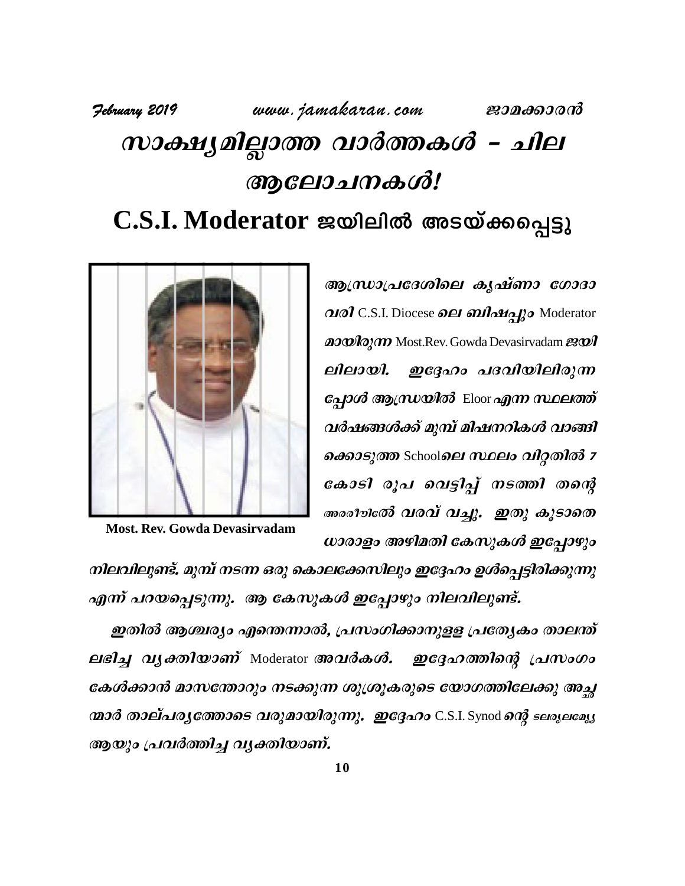# സാക്ഷ്യമില്ലാത്ത വാർത്തകൾ – ചില ആലോചനകൾ!

## C.S.I. Moderator ജയിലിൽ അടയ്ക്കപ്പെട്ടു

Most. Rev. Gowda Devasirvadam

***ആന്ധ്രാപ്രദേശിലെ കൃഷ്ണാ ഗോദാവരി* C.S.I. Diocese *ലെ ബിഷപ്പും* Moderator *ആയിരുന്ന* Most.Rev. Gowda Devasirvadam *ജയിലിലായി. ഇദ്ദേഹം പദവിയിലിരുന്നപ്പോൾ ആന്ധ്രയിൽ* Eloor *എന്ന സ്ഥലത്ത് വർഷങ്ങൾക്ക് മുമ്പ് മിഷനറികൾ വാങ്ങി ക്കൊടുത്ത* School*ലെ സ്ഥലം വിറ്റതിൽ 7 കോടി രൂപ വെട്ടിപ്പ് നടത്തി തന്റെ* അരരീൗിേല്‍ *വരവ് വച്ചു. ഇതു കൂടാതെ ധാരാളം അഴിമതി കേസുകൾ ഇപ്പോഴും നിലവിലുണ്ട്. മുമ്പ് നടന്ന ഒരു കൊലക്കേസിലും ഇദ്ദേഹം ഉൾപ്പെട്ടിരിക്കുന്നു എന്ന് പറയപ്പെടുന്നു. ആ കേസുകൾ ഇപ്പോഴും നിലവിലുണ്ട്.***

***ഇതിൽ ആശ്ചര്യം എന്തെന്നാൽ, പ്രസംഗിക്കാനുള്ള പ്രത്യേകം താലന്ത് ലഭിച്ച വ്യക്തിയാണ്* Moderator *അവർകൾ. ഇദ്ദേഹത്തിന്റെ പ്രസംഗം കേൾക്കാൻ മാസന്തോറും നടക്കുന്ന ശുശ്രൂകരുടെ യോഗത്തിലേക്കു അച്ചന്മാർ താല്പര്യത്തോടെ വരുമായിരുന്നു. ഇദ്ദേഹം* C.S.I. Synod *ന്റെ* ടലരൃലമ്യേ *ആയും പ്രവർത്തിച്ച വ്യക്തിയാണ്.***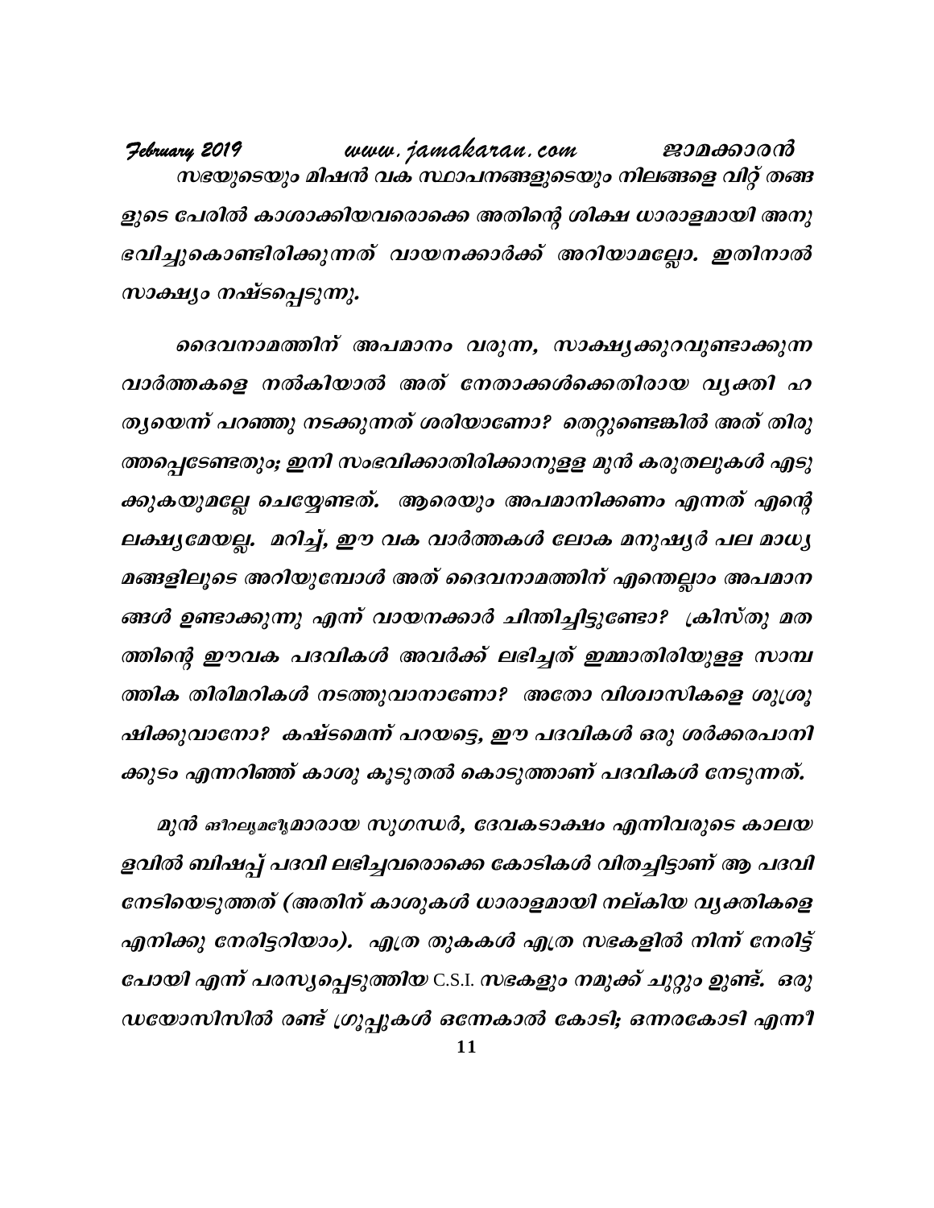*സഭയുടെയും മിഷൻ വക സ്ഥാപനങ്ങളുടെയും നിലങ്ങളെ വിറ്റ് തങ്ങളുടെ പേരിൽ കാശാക്കിയവരൊക്കെ അതിന്റെ ശിക്ഷ ധാരാളമായി അനുഭവിച്ചുകൊണ്ടിരിക്കുന്നത് വായനക്കാർക്ക് അറിയാമല്ലോ. ഇതിനാൽ സാക്ഷ്യം നഷ്ടപ്പെടുന്നു.*

*ദൈവനാമത്തിന് അപമാനം വരുന്ന, സാക്ഷ്യക്കുറവുണ്ടാക്കുന്ന വാർത്തകളെ നൽകിയാൽ അത് നേതാക്കൾക്കെതിരായ വ്യക്തി ഹത്യയെന്ന് പറഞ്ഞു നടക്കുന്നത് ശരിയാണോ? തെറ്റുണ്ടെങ്കിൽ അത് തിരുത്തപ്പെടേണ്ടതും; ഇനി സംഭവിക്കാതിരിക്കാനുള്ള മുൻ കരുതലുകൾ എടുക്കുകയുമല്ലേ ചെയ്യേണ്ടത്. ആരെയും അപമാനിക്കണം എന്നത് എന്റെ ലക്ഷ്യമേയല്ല. മറിച്ച്, ഈ വക വാർത്തകൾ ലോക മനുഷ്യർ പല മാധ്യമങ്ങളിലൂടെ അറിയുമ്പോൾ അത് ദൈവനാമത്തിന് എന്തെല്ലാം അപമാനങ്ങൾ ഉണ്ടാക്കുന്നു എന്ന് വായനക്കാർ ചിന്തിച്ചിട്ടുണ്ടോ? ക്രിസ്തു മതത്തിന്റെ ഈവക പദവികൾ അവർക്ക് ലഭിച്ചത് ഇമ്മാതിരിയുള്ള സാമ്പത്തിക തിരിമറികൾ നടത്തുവാനാണോ? അതോ വിശ്വാസികളെ ശുശ്രൂഷിക്കുവാനോ? കഷ്ടമെന്ന് പറയട്ടെ, ഈ പദവികൾ ഒരു ശർക്കരപാനിക്കുടം എന്നറിഞ്ഞ് കാശു കൂടുതൽ കൊടുത്താണ് പദവികൾ നേടുന്നത്.*

*മുൻ ബിഷപ്പുമാരായ സുഗന്ധർ, ദേവകടാക്ഷം എന്നിവരുടെ കാലയളവിൽ ബിഷപ്പ് പദവി ലഭിച്ചവരൊക്കെ കോടികൾ വിതച്ചിട്ടാണ് ആ പദവി നേടിയെടുത്തത് (അതിന് കാശുകൾ ധാരാളമായി നല്കിയ വ്യക്തികളെ എനിക്കു നേരിട്ടറിയാം). എത്ര തുകകൾ എത്ര സഭകളിൽ നിന്ന് നേരിട്ട് പോയി എന്ന് പരസ്യപ്പെടുത്തിയ C.S.I. സഭകളും നമുക്ക് ചുറ്റും ഉണ്ട്. ഒരു ഡയോസിസിൽ രണ്ട് ഗ്രൂപ്പുകൾ ഒന്നേകാൽ കോടി; ഒന്നരകോടി എന്നീ*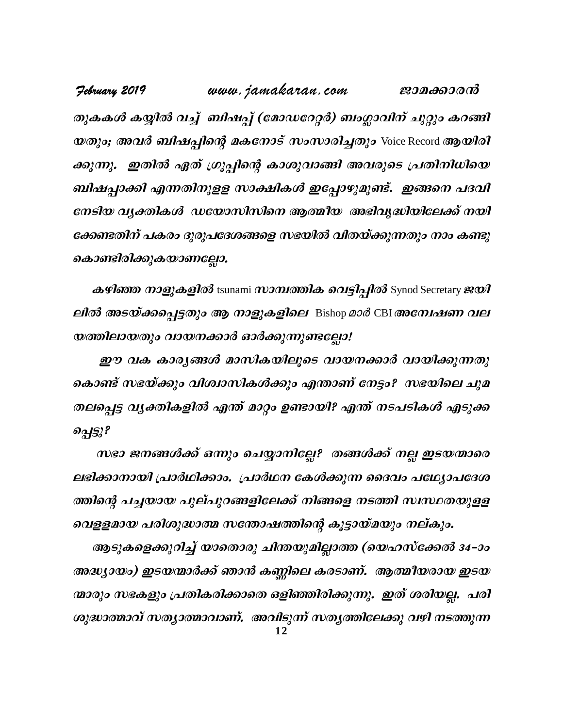തുകകൾ കയ്യിൽ വച്ച് ബിഷപ്പ് (മോഡറേറ്റർ) ബംഗ്ലാവിന് ചുറ്റും കറങ്ങിയതും; അവർ ബിഷപ്പിന്റെ മകനോട് സംസാരിച്ചതും Voice Record ആയിരിക്കുന്നു. ഇതിൽ ഏത് ഗ്രൂപ്പിന്റെ കാശുവാങ്ങി അവരുടെ പ്രതിനിധിയെ ബിഷപ്പാക്കി എന്നതിനുള്ള സാക്ഷികൾ ഇപ്പോഴുമുണ്ട്. ഇങ്ങനെ പദവി നേടിയ വ്യക്തികൾ ഡയോസിസിനെ ആത്മീയ അഭിവൃദ്ധിയിലേക്ക് നയിക്കേണ്ടതിന് പകരം ദുരുപദേശങ്ങളെ സഭയിൽ വിതയ്ക്കുന്നതും നാം കണ്ടുകൊണ്ടിരിക്കുകയാണല്ലോ.

കഴിഞ്ഞ നാളുകളിൽ tsunami സാമ്പത്തിക വെട്ടിപ്പിൽ Synod Secretary ജയിലിൽ അടയ്ക്കപ്പെട്ടതും ആ നാളുകളിലെ Bishop മാർ CBI അന്വേഷണ വലയത്തിലായതും വായനക്കാർ ഓർക്കുന്നുണ്ടല്ലോ!

ഈ വക കാര്യങ്ങൾ മാസികയിലൂടെ വായനക്കാർ വായിക്കുന്നതുകൊണ്ട് സഭയ്ക്കും വിശ്വാസികൾക്കും എന്താണ് നേട്ടം? സഭയിലെ ചുമതലപ്പെട്ട വ്യക്തികളിൽ എന്ത് മാറ്റം ഉണ്ടായി? എന്ത് നടപടികൾ എടുക്കപ്പെട്ടു?

സഭാ ജനങ്ങൾക്ക് ഒന്നും ചെയ്യാനില്ലേ? തങ്ങൾക്ക് നല്ല ഇടയന്മാരെ ലഭിക്കാനായി പ്രാർഥിക്കാം. പ്രാർഥന കേൾക്കുന്ന ദൈവം പഥ്യോപദേശത്തിന്റെ പച്ചയായ പുല്പുറങ്ങളിലേക്ക് നിങ്ങളെ നടത്തി സ്വസ്ഥതയുള്ള വെള്ളമായ പരിശുദ്ധാത്മ സന്തോഷത്തിന്റെ കൂട്ടായ്മയും നല്കും.

ആടുകളെക്കുറിച്ച് യാതൊരു ചിന്തയുമില്ലാത്ത (യെഹസ്ക്കേൽ 34-ാം അദ്ധ്യായം) ഇടയന്മാർക്ക് ഞാൻ കണ്ണിലെ കരടാണ്. ആത്മീയരായ ഇടയന്മാരും സഭകളും പ്രതികരിക്കാതെ ഒളിഞ്ഞിരിക്കുന്നു. ഇത് ശരിയല്ല. പരിശുദ്ധാത്മാവ് സത്യാത്മാവാണ്. അവിടുന്ന് സത്യത്തിലേക്കു വഴി നടത്തുന്ന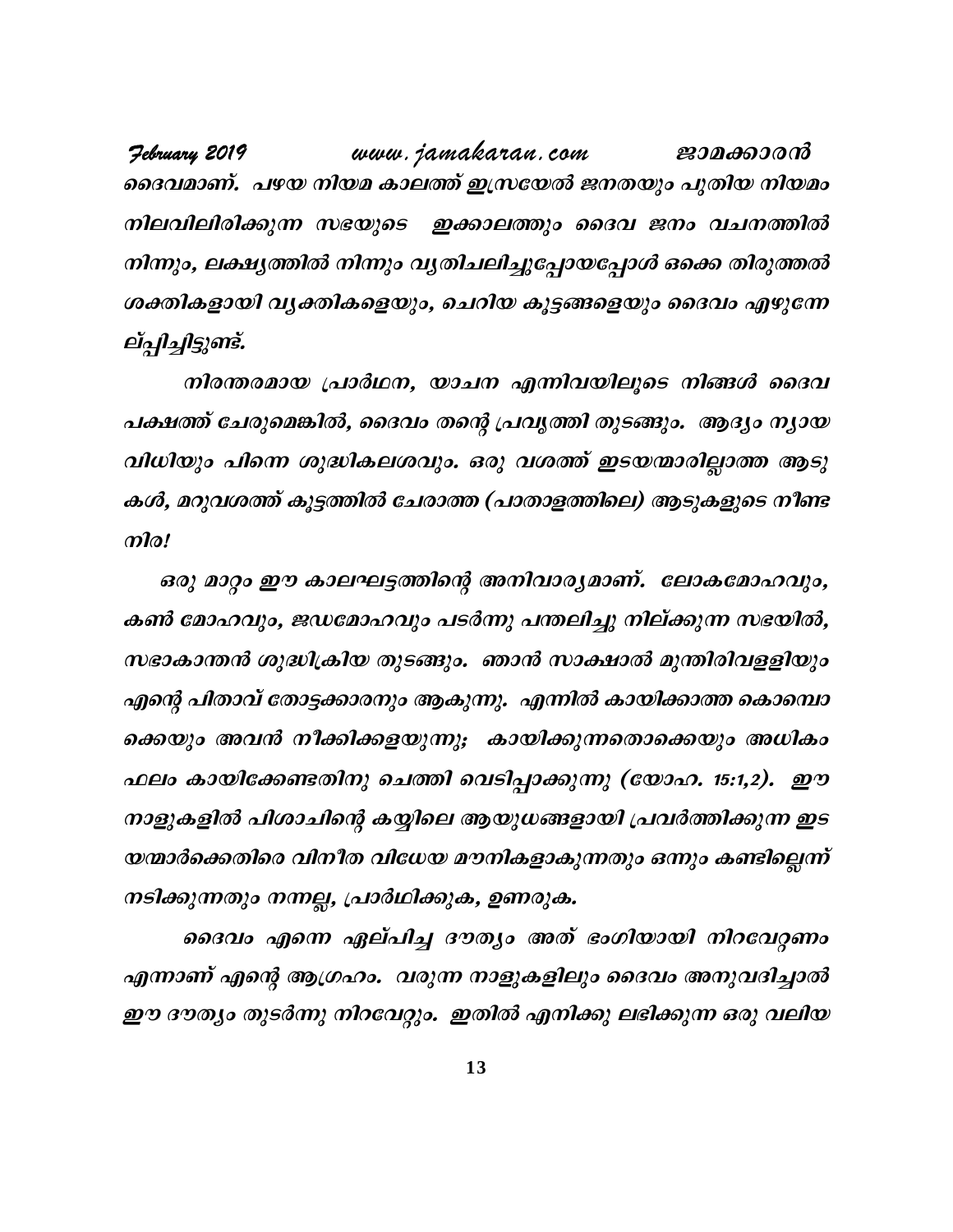ദൈവമാണ്. പഴയ നിയമ കാലത്ത് ഇസ്രയേൽ ജനതയും പുതിയ നിയമം നിലവിലിരിക്കുന്ന സഭയുടെ ഇക്കാലത്തും ദൈവ ജനം വചനത്തിൽ നിന്നും, ലക്ഷ്യത്തിൽ നിന്നും വ്യതിചലിച്ചുപ്പോയപ്പോൾ ഒക്കെ തിരുത്തൽ ശക്തികളായി വ്യക്തികളെയും, ചെറിയ കൂട്ടങ്ങളെയും ദൈവം എഴുന്നേല്പ്പിച്ചിട്ടുണ്ട്.

നിരന്തരമായ പ്രാർഥന, യാചന എന്നിവയിലൂടെ നിങ്ങൾ ദൈവ പക്ഷത്ത് ചേരുമെങ്കിൽ, ദൈവം തന്റെ പ്രവൃത്തി തുടങ്ങും. ആദ്യം ന്യായ വിധിയും പിന്നെ ശുദ്ധികലശവും. ഒരു വശത്ത് ഇടയന്മാരില്ലാത്ത ആടുകൾ, മറുവശത്ത് കൂട്ടത്തിൽ ചേരാത്ത (പാതാളത്തിലെ) ആടുകളുടെ നീണ്ട നിര!

ഒരു മാറ്റം ഈ കാലഘട്ടത്തിന്റെ അനിവാര്യമാണ്. ലോകമോഹവും, കൺ മോഹവും, ജഡമോഹവും പടർന്നു പന്തലിച്ചു നില്ക്കുന്ന സഭയിൽ, സഭാകാന്തൻ ശുദ്ധിക്രിയ തുടങ്ങും. ഞാൻ സാക്ഷാൽ മുന്തിരിവള്ളിയും എന്റെ പിതാവ് തോട്ടക്കാരനും ആകുന്നു. എന്നിൽ കായിക്കാത്ത കൊമ്പൊക്കെയും അവൻ നീക്കിക്കളയുന്നു; കായിക്കുന്നതൊക്കെയും അധികം ഫലം കായിക്കേണ്ടതിനു ചെത്തി വെടിപ്പാക്കുന്നു (യോഹ. 15:1,2). ഈ നാളുകളിൽ പിശാചിന്റെ കയ്യിലെ ആയുധങ്ങളായി പ്രവർത്തിക്കുന്ന ഇടയന്മാർക്കെതിരെ വിനീത വിധേയ മൗനികളാകുന്നതും ഒന്നും കണ്ടില്ലെന്ന് നടിക്കുന്നതും നന്നല്ല, പ്രാർഥിക്കുക, ഉണരുക.

ദൈവം എന്നെ ഏല്പിച്ച ദൗത്യം അത് ഭംഗിയായി നിറവേറ്റണം എന്നാണ് എന്റെ ആഗ്രഹം. വരുന്ന നാളുകളിലും ദൈവം അനുവദിച്ചാൽ ഈ ദൗത്യം തുടർന്നു നിറവേറ്റും. ഇതിൽ എനിക്കു ലഭിക്കുന്ന ഒരു വലിയ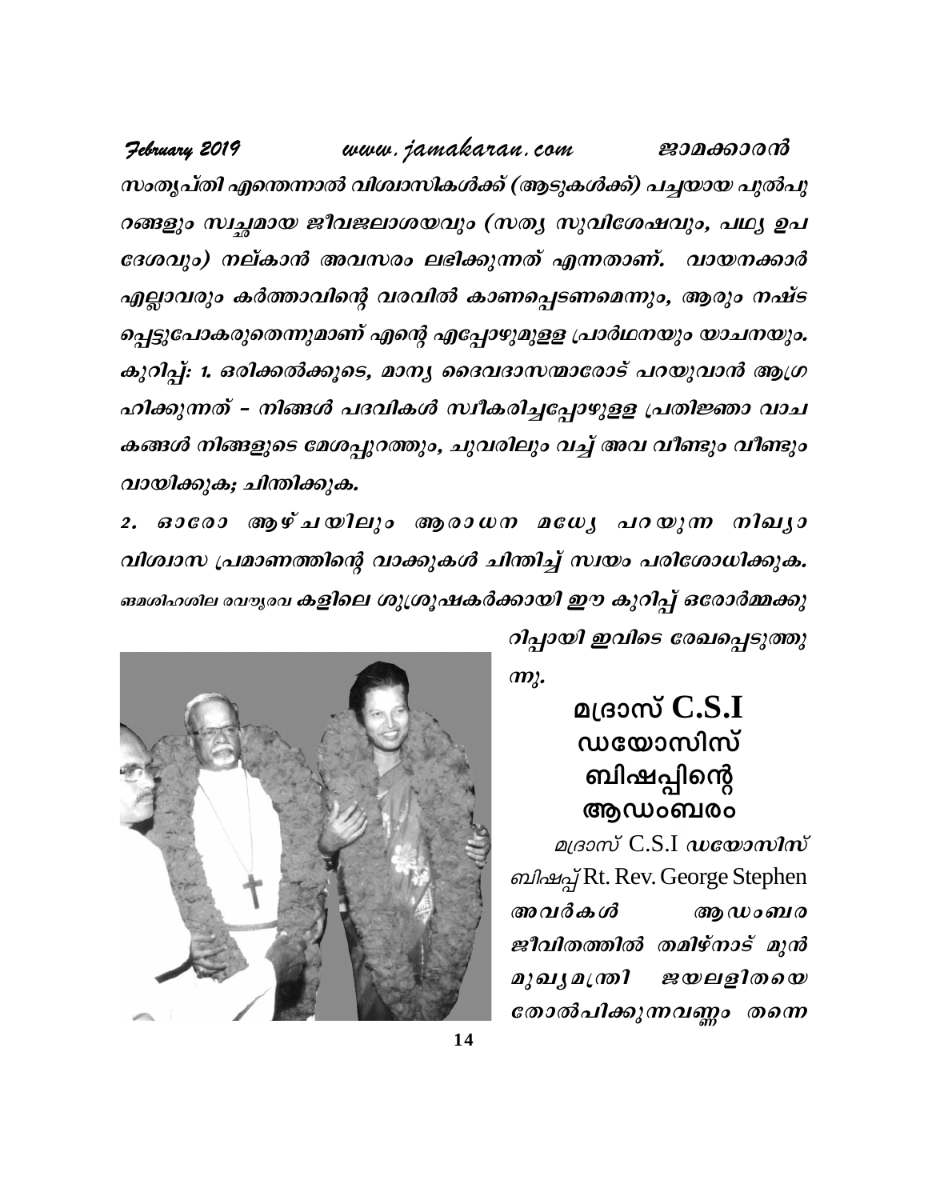*സംതൃപ്തി എന്തെന്നാൽ വിശ്വാസികൾക്ക് (ആടുകൾക്ക്) പച്ചയായ പുൽപ്പുറങ്ങളും സ്വച്ഛമായ ജീവജലാശയവും (സത്യ സുവിശേഷവും, പഥ്യ ഉപദേശവും) നല്കാൻ അവസരം ലഭിക്കുന്നത് എന്നതാണ്. വായനക്കാർ എല്ലാവരും കർത്താവിന്റെ വരവിൽ കാണപ്പെടണമെന്നും, ആരും നഷ്ടപ്പെട്ടുപോകരുതെന്നുമാണ് എന്റെ എപ്പോഴുമുള്ള പ്രാർഥനയും യാചനയും.*

*കുറിപ്പ്: 1. ഒരിക്കൽക്കൂടെ, മാന്യ ദൈവദാസന്മാരോട് പറയുവാൻ ആഗ്രഹിക്കുന്നത് – നിങ്ങൾ പദവികൾ സ്വീകരിച്ചപ്പോഴുള്ള പ്രതിജ്ഞാ വാചകങ്ങൾ നിങ്ങളുടെ മേശപ്പുറത്തും, ചുവരിലും വച്ച് അവ വീണ്ടും വീണ്ടും വായിക്കുക; ചിന്തിക്കുക.*

*2. ഓരോ ആഴ്ചയിലും ആരാധന മധ്യേ പറയുന്ന നിഖ്യാ വിശ്വാസ പ്രമാണത്തിന്റെ വാക്കുകൾ ചിന്തിച്ച് സ്വയം പരിശോധിക്കുക.*

*ങ്കമശിഹശില രവൗരവ കളിലെ ശുശ്രൂഷകർക്കായി ഈ കുറിപ്പ് ഒരോർമ്മക്കുറിപ്പായി ഇവിടെ രേഖപ്പെടുത്തുന്നു.*

## മദ്രാസ് C.S.I ഡയോസിസ് ബിഷപ്പിന്റെ ആഡംബരം

*മദ്രാസ്* C.S.I *ഡയോസിസ് ബിഷപ്പ്* Rt. Rev. George Stephen *അവർകൾ ആഡംബര ജീവിതത്തിൽ തമിഴ്നാട് മുൻ മുഖ്യമന്ത്രി ജയലളിതയെ തോൽപിക്കുന്നവണ്ണം തന്നെ*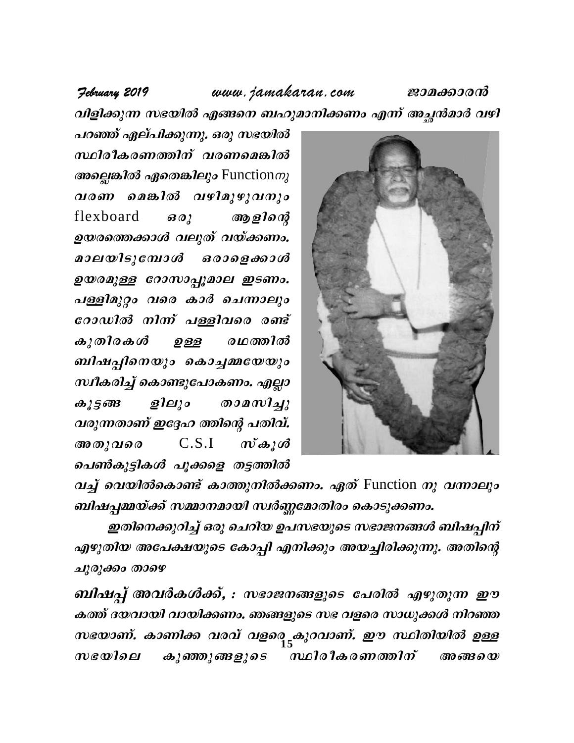*വിളിക്കുന്ന സഭയിൽ എങ്ങനെ ബഹുമാനിക്കണം എന്ന് അച്ചൻമാർ വഴി പറഞ്ഞ് ഏല്പിക്കുന്നു. ഒരു സഭയിൽ സ്ഥിരീകരണത്തിന് വരണമെങ്കിൽ അല്ലെങ്കിൽ ഏതെങ്കിലും Functionനു വരണ മെങ്കിൽ വഴിമുഴുവനും flexboard ഒരു ആളിന്റെ ഉയരത്തെക്കാൾ വലുത് വയ്ക്കണം. മാലയിടുമ്പോൾ ഒരാളെക്കാൾ ഉയരമുള്ള റോസാപ്പൂമാല ഇടണം. പള്ളിമുറ്റം വരെ കാർ ചെന്നാലും റോഡിൽ നിന്ന് പള്ളിവരെ രണ്ട് കുതിരകൾ ഉള്ള രഥത്തിൽ ബിഷപ്പിനെയും കൊച്ചമ്മയേയും സ്വീകരിച്ച് കൊണ്ടുപോകണം. എല്ലാ കൂട്ടങ്ങ ളിലും താമസിച്ചു വരുന്നതാണ് ഇദ്ദേഹ ത്തിന്റെ പതിവ്. അതുവരെ C.S.I സ്കൂൾ പെൺകുട്ടികൾ പൂക്കളെ തട്ടത്തിൽ വച്ച് വെയിൽകൊണ്ട് കാത്തുനിൽക്കണം. ഏത് Function നു വന്നാലും ബിഷപ്പമ്മയ്ക്ക് സമ്മാനമായി സ്വർണ്ണമോതിരം കൊടുക്കണം.*

*ഇതിനെക്കുറിച്ച് ഒരു ചെറിയ ഉപസഭയുടെ സഭാജനങ്ങൾ ബിഷപ്പിന് എഴുതിയ അപേക്ഷയുടെ കോപ്പി എനിക്കും അയച്ചിരിക്കുന്നു. അതിന്റെ ചുരുക്കം താഴെ*

*ബിഷപ്പ് അവർകൾക്ക്, : സഭാജനങ്ങളുടെ പേരിൽ എഴുതുന്ന ഈ കത്ത് ദയവായി വായിക്കണം. ഞങ്ങളുടെ സഭ വളരെ സാധുക്കൾ നിറഞ്ഞ സഭയാണ്. കാണിക്ക വരവ് വളരെ കുറവാണ്. ഈ സ്ഥിതിയിൽ ഉള്ള സഭയിലെ കുഞ്ഞുങ്ങളുടെ സ്ഥിരീകരണത്തിന് അങ്ങയെ*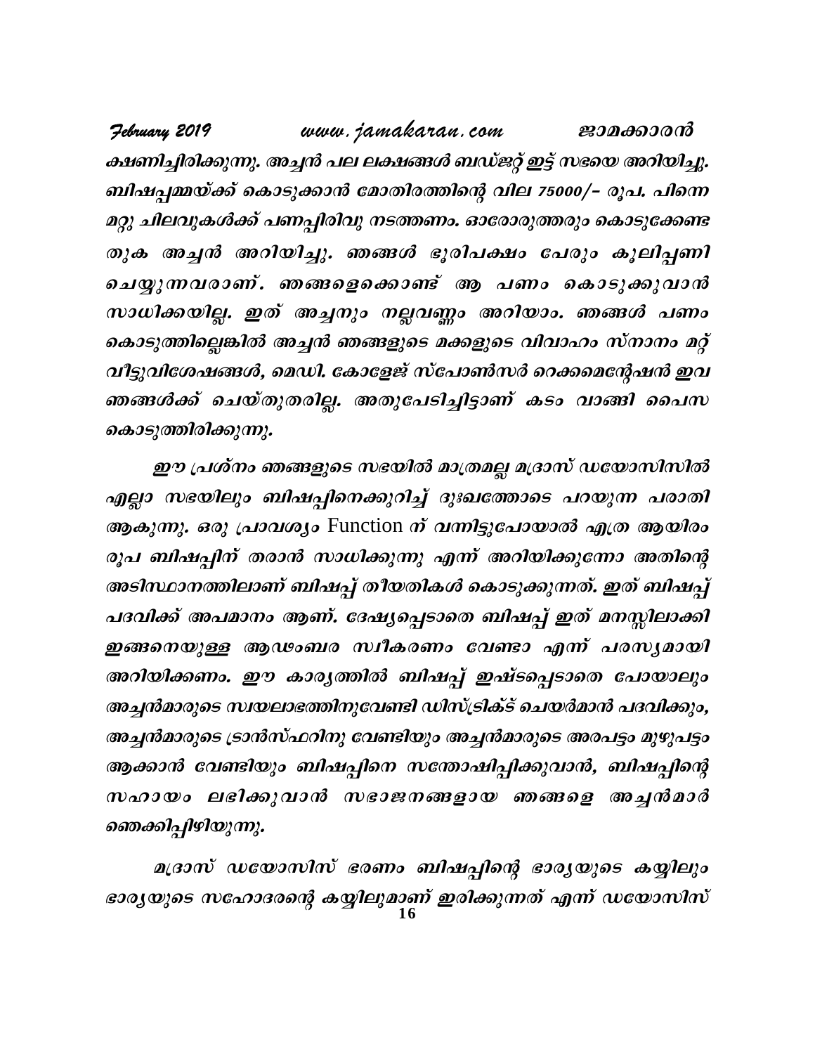ക്ഷണിച്ചിരിക്കുന്നു. അച്ചൻ പല ലക്ഷങ്ങൾ ബഡ്ജറ്റ് ഇട്ട് സഭയെ അറിയിച്ചു. ബിഷപ്പമ്മയ്ക്ക് കൊടുക്കാൻ മോതിരത്തിന്റെ വില 75000/– രൂപ. പിന്നെ മറ്റു ചിലവുകൾക്ക് പണപ്പിരിവു നടത്തണം. ഓരോരുത്തരും കൊടുക്കേണ്ട തുക അച്ചൻ അറിയിച്ചു. ഞങ്ങൾ ഭൂരിപക്ഷം പേരും കൂലിപ്പണി ചെയ്യുന്നവരാണ്. ഞങ്ങളെക്കൊണ്ട് ആ പണം കൊടുക്കുവാൻ സാധിക്കയില്ല. ഇത് അച്ചനും നല്ലവണ്ണം അറിയാം. ഞങ്ങൾ പണം കൊടുത്തില്ലെങ്കിൽ അച്ചൻ ഞങ്ങളുടെ മക്കളുടെ വിവാഹം സ്നാനം മറ്റ് വീട്ടുവിശേഷങ്ങൾ, മെഡി. കോളേജ് സ്പോൺസർ റെക്കമെന്റേഷൻ ഇവ ഞങ്ങൾക്ക് ചെയ്തുതരില്ല. അതുപേടിച്ചിട്ടാണ് കടം വാങ്ങി പൈസ കൊടുത്തിരിക്കുന്നു.

ഈ പ്രശ്നം ഞങ്ങളുടെ സഭയിൽ മാത്രമല്ല മദ്രാസ് ഡയോസിസിൽ എല്ലാ സഭയിലും ബിഷപ്പിനെക്കുറിച്ച് ദുഃഖത്തോടെ പറയുന്ന പരാതി ആകുന്നു. ഒരു പ്രാവശ്യം Function ന് വന്നിട്ടുപോയാൽ എത്ര ആയിരം രൂപ ബിഷപ്പിന് തരാൻ സാധിക്കുന്നു എന്ന് അറിയിക്കുന്നോ അതിന്റെ അടിസ്ഥാനത്തിലാണ് ബിഷപ്പ് തീയതികൾ കൊടുക്കുന്നത്. ഇത് ബിഷപ്പ് പദവിക്ക് അപമാനം ആണ്. ദേഷ്യപ്പെടാതെ ബിഷപ്പ് ഇത് മനസ്സിലാക്കി ഇങ്ങനെയുള്ള ആഢംബര സ്വീകരണം വേണ്ടാ എന്ന് പരസ്യമായി അറിയിക്കണം. ഈ കാര്യത്തിൽ ബിഷപ്പ് ഇഷ്ടപ്പെടാതെ പോയാലും അച്ചൻമാരുടെ സ്വയലാഭത്തിനുവേണ്ടി ഡിസ്ട്രിക്ട് ചെയർമാൻ പദവിക്കും, അച്ചൻമാരുടെ ട്രാൻസ്ഫറിനു വേണ്ടിയും അച്ചൻമാരുടെ അരപട്ടം മുഴുപട്ടം ആക്കാൻ വേണ്ടിയും ബിഷപ്പിനെ സന്തോഷിപ്പിക്കുവാൻ, ബിഷപ്പിന്റെ സഹായം ലഭിക്കുവാൻ സഭാജനങ്ങളായ ഞങ്ങളെ അച്ചൻമാർ ഞെക്കിപ്പിഴിയുന്നു.

മദ്രാസ് ഡയോസിസ് ഭരണം ബിഷപ്പിന്റെ ഭാര്യയുടെ കയ്യിലും ഭാര്യയുടെ സഹോദരന്റെ കയ്യിലുമാണ് ഇരിക്കുന്നത് എന്ന് ഡയോസിസ്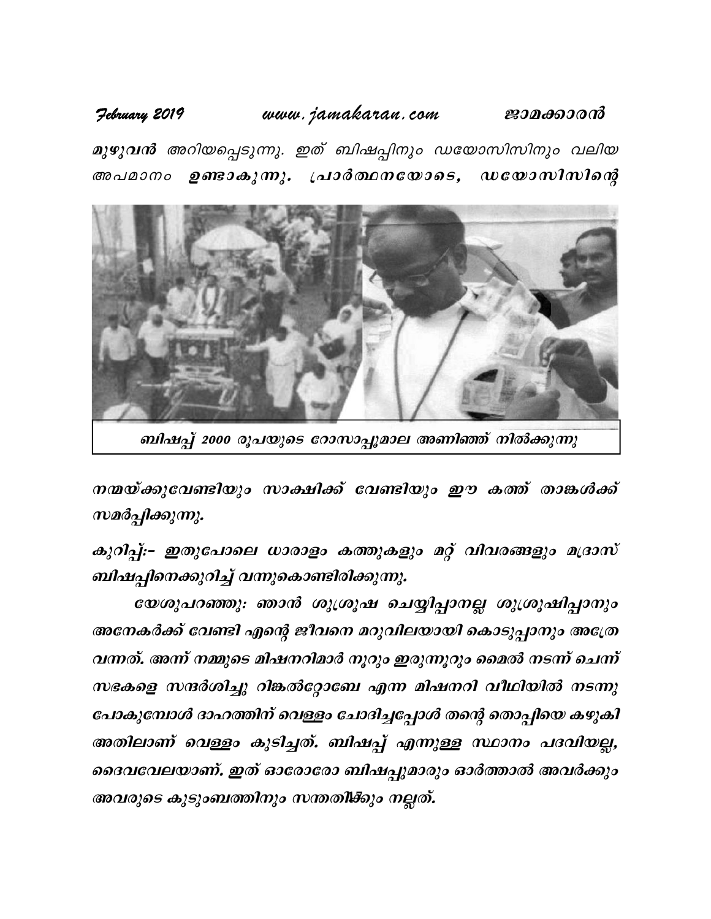*മുഴുവൻ* അറിയപ്പെടുന്നു. ഇത് ബിഷപ്പിനും ഡയോസിസിനും വലിയ അപമാനം **ഉണ്ടാകുന്നു. പ്രാർത്ഥനയോടെ, ഡയോസിസിന്റെ**

*ബിഷപ്പ് 2000 രൂപയുടെ റോസാപ്പൂമാല അണിഞ്ഞ് നിൽക്കുന്നു*

***നന്മയ്ക്കുവേണ്ടിയും സാക്ഷിക്ക് വേണ്ടിയും ഈ കത്ത് താങ്കൾക്ക് സമർപ്പിക്കുന്നു.***

***കുറിപ്പ്:- ഇതുപോലെ ധാരാളം കത്തുകളും മറ്റ് വിവരങ്ങളും മദ്രാസ് ബിഷപ്പിനെക്കുറിച്ച് വന്നുകൊണ്ടിരിക്കുന്നു.***

***യേശുപറഞ്ഞു: ഞാൻ ശുശ്രൂഷ ചെയ്യിപ്പാനല്ല ശുശ്രൂഷിപ്പാനും അനേകർക്ക് വേണ്ടി എന്റെ ജീവനെ മറുവിലയായി കൊടുപ്പാനും അത്രേ വന്നത്. അന്ന് നമ്മുടെ മിഷനറിമാർ നൂറും ഇരുന്നൂറും മൈൽ നടന്ന് ചെന്ന് സഭകളെ സന്ദർശിച്ചു റിങ്കൽറ്റോബേ എന്ന മിഷനറി വീഥിയിൽ നടന്നു പോകുമ്പോൾ ദാഹത്തിന് വെള്ളം ചോദിച്ചപ്പോൾ തന്റെ തൊപ്പിയെ കഴുകി അതിലാണ് വെള്ളം കുടിച്ചത്. ബിഷപ്പ് എന്നുള്ള സ്ഥാനം പദവിയല്ല, ദൈവവേലയാണ്. ഇത് ഓരോരോ ബിഷപ്പുമാരും ഓർത്താൽ അവർക്കും അവരുടെ കുടുംബത്തിനും സന്തതിക്കും നല്ലത്.***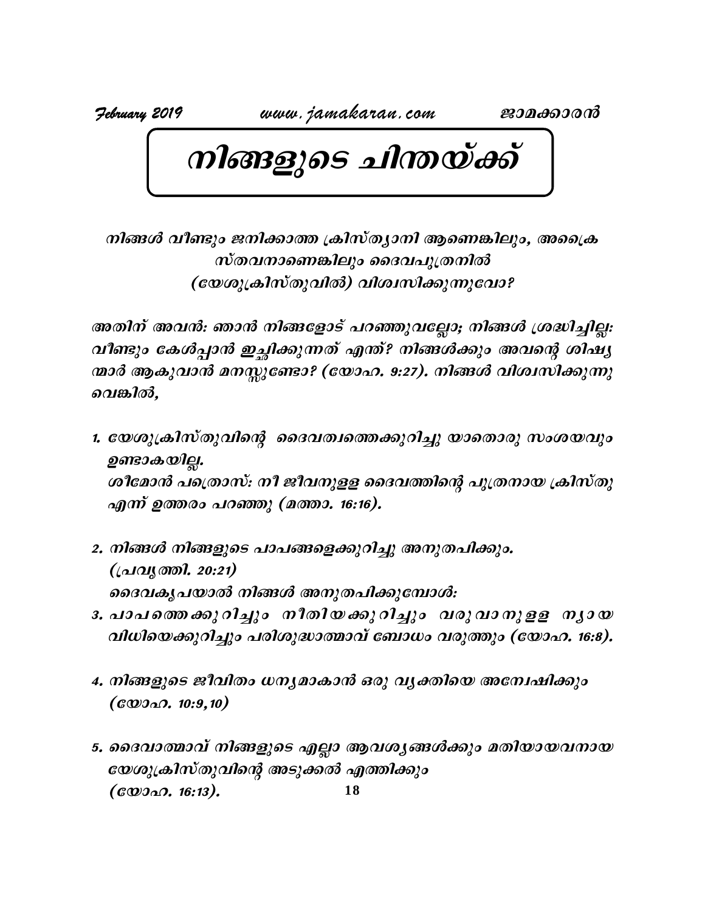# *നിങ്ങളുടെ ചിന്തയ്ക്ക്*

*നിങ്ങൾ വീണ്ടും ജനിക്കാത്ത ക്രിസ്ത്യാനി ആണെങ്കിലും, അക്രൈസ്തവനാണെങ്കിലും ദൈവപുത്രനിൽ (യേശുക്രിസ്തുവിൽ) വിശ്വസിക്കുന്നുവോ?*

***അതിന് അവൻ: ഞാൻ നിങ്ങളോട് പറഞ്ഞുവല്ലോ; നിങ്ങൾ ശ്രദ്ധിച്ചില്ല: വീണ്ടും കേൾപ്പാൻ ഇച്ഛിക്കുന്നത് എന്ത്? നിങ്ങൾക്കും അവന്റെ ശിഷ്യന്മാർ ആകുവാൻ മനസ്സുണ്ടോ? (യോഹ. 9:27). നിങ്ങൾ വിശ്വസിക്കുന്നുവെങ്കിൽ,***

1. ***യേശുക്രിസ്തുവിന്റെ ദൈവത്വത്തെക്കുറിച്ചു യാതൊരു സംശയവും ഉണ്ടാകയില്ല.***
   ***ശീമോൻ പത്രൊസ്: നീ ജീവനുള്ള ദൈവത്തിന്റെ പുത്രനായ ക്രിസ്തു എന്ന് ഉത്തരം പറഞ്ഞു (മത്താ. 16:16).***

2. ***നിങ്ങൾ നിങ്ങളുടെ പാപങ്ങളെക്കുറിച്ചു അനുതപിക്കും. (പ്രവൃത്തി. 20:21)***
   ***ദൈവകൃപയാൽ നിങ്ങൾ അനുതപിക്കുമ്പോൾ:***

3. ***പാപത്തെക്കുറിച്ചും നീതിയക്കുറിച്ചും വരുവാനുള്ള ന്യായവിധിയെക്കുറിച്ചും പരിശുദ്ധാത്മാവ് ബോധം വരുത്തും (യോഹ. 16:8).***

4. ***നിങ്ങളുടെ ജീവിതം ധന്യമാകാൻ ഒരു വ്യക്തിയെ അന്വേഷിക്കും (യോഹ. 10:9,10)***

5. ***ദൈവാത്മാവ് നിങ്ങളുടെ എല്ലാ ആവശ്യങ്ങൾക്കും മതിയായവനായ യേശുക്രിസ്തുവിന്റെ അടുക്കൽ എത്തിക്കും (യോഹ. 16:13).***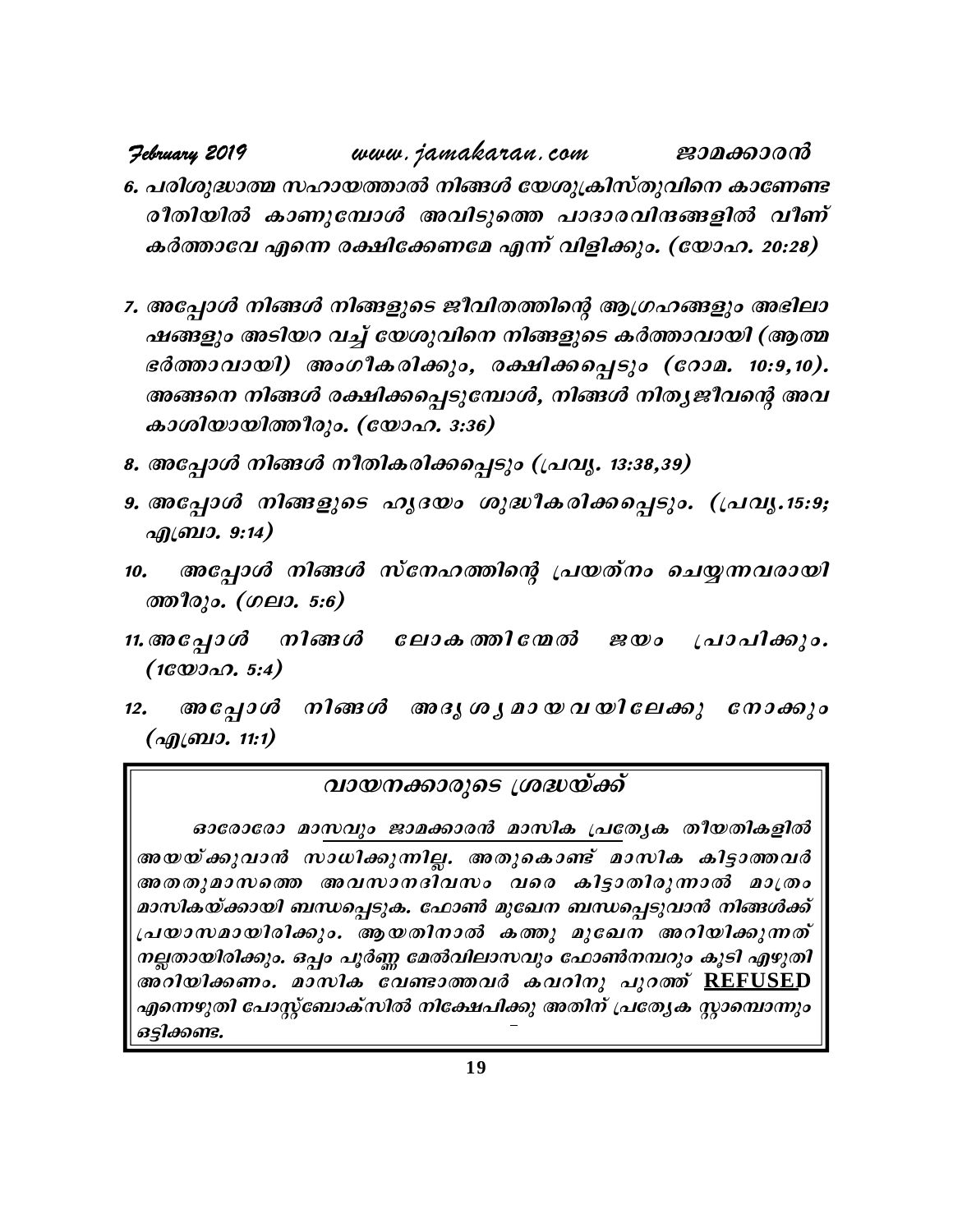6. പരിശുദ്ധാത്മ സഹായത്താൽ നിങ്ങൾ യേശുക്രിസ്തുവിനെ കാണേണ്ട രീതിയിൽ കാണുമ്പോൾ അവിടുത്തെ പാദാരവിന്ദങ്ങളിൽ വീണ് കർത്താവേ എന്നെ രക്ഷിക്കേണമേ എന്ന് വിളിക്കും. (യോഹ. 20:28)

7. അപ്പോൾ നിങ്ങൾ നിങ്ങളുടെ ജീവിതത്തിന്റെ ആഗ്രഹങ്ങളും അഭിലാഷങ്ങളും അടിയറ വച്ച് യേശുവിനെ നിങ്ങളുടെ കർത്താവായി (ആത്മ ഭർത്താവായി) അംഗീകരിക്കും, രക്ഷിക്കപ്പെടും (റോമ. 10:9,10). അങ്ങനെ നിങ്ങൾ രക്ഷിക്കപ്പെടുമ്പോൾ, നിങ്ങൾ നിത്യജീവന്റെ അവകാശിയായിത്തീരും. (യോഹ. 3:36)

8. അപ്പോൾ നിങ്ങൾ നീതികരിക്കപ്പെടും (പ്രവൃ. 13:38,39)

9. അപ്പോൾ നിങ്ങളുടെ ഹൃദയം ശുദ്ധീകരിക്കപ്പെടും. (പ്രവൃ.15:9; എബ്രാ. 9:14)

10. അപ്പോൾ നിങ്ങൾ സ്നേഹത്തിന്റെ പ്രയത്നം ചെയ്യുന്നവരായിത്തീരും. (ഗലാ. 5:6)

11. അപ്പോൾ നിങ്ങൾ ലോകത്തിന്മേൽ ജയം പ്രാപിക്കും. (1യോഹ. 5:4)

12. അപ്പോൾ നിങ്ങൾ അദൃശ്യമായവയിലേക്കു നോക്കും (എബ്രാ. 11:1)

## വായനക്കാരുടെ ശ്രദ്ധയ്ക്ക്

ഓരോരോ മാസവും ജാമക്കാരൻ മാസിക പ്രത്യേക തീയതികളിൽ അയയ്ക്കുവാൻ സാധിക്കുന്നില്ല. അതുകൊണ്ട് മാസിക കിട്ടാത്തവർ അതതുമാസത്തെ അവസാനദിവസം വരെ കിട്ടാതിരുന്നാൽ മാത്രം മാസികയ്ക്കായി ബന്ധപ്പെടുക. ഫോൺ മുഖേന ബന്ധപ്പെടുവാൻ നിങ്ങൾക്ക് പ്രയാസമായിരിക്കും. ആയതിനാൽ കത്തു മുഖേന അറിയിക്കുന്നത് നല്ലതായിരിക്കും. ഒപ്പം പൂർണ്ണ മേൽവിലാസവും ഫോൺനമ്പറും കൂടി എഴുതി അറിയിക്കണം. മാസിക വേണ്ടാത്തവർ കവറിനു പുറത്ത് **REFUSED** എന്നെഴുതി പോസ്റ്റ്ബോക്സിൽ നിക്ഷേപിക്കു അതിന് പ്രത്യേക സ്റ്റാമ്പൊന്നും ഒട്ടിക്കണ്ട.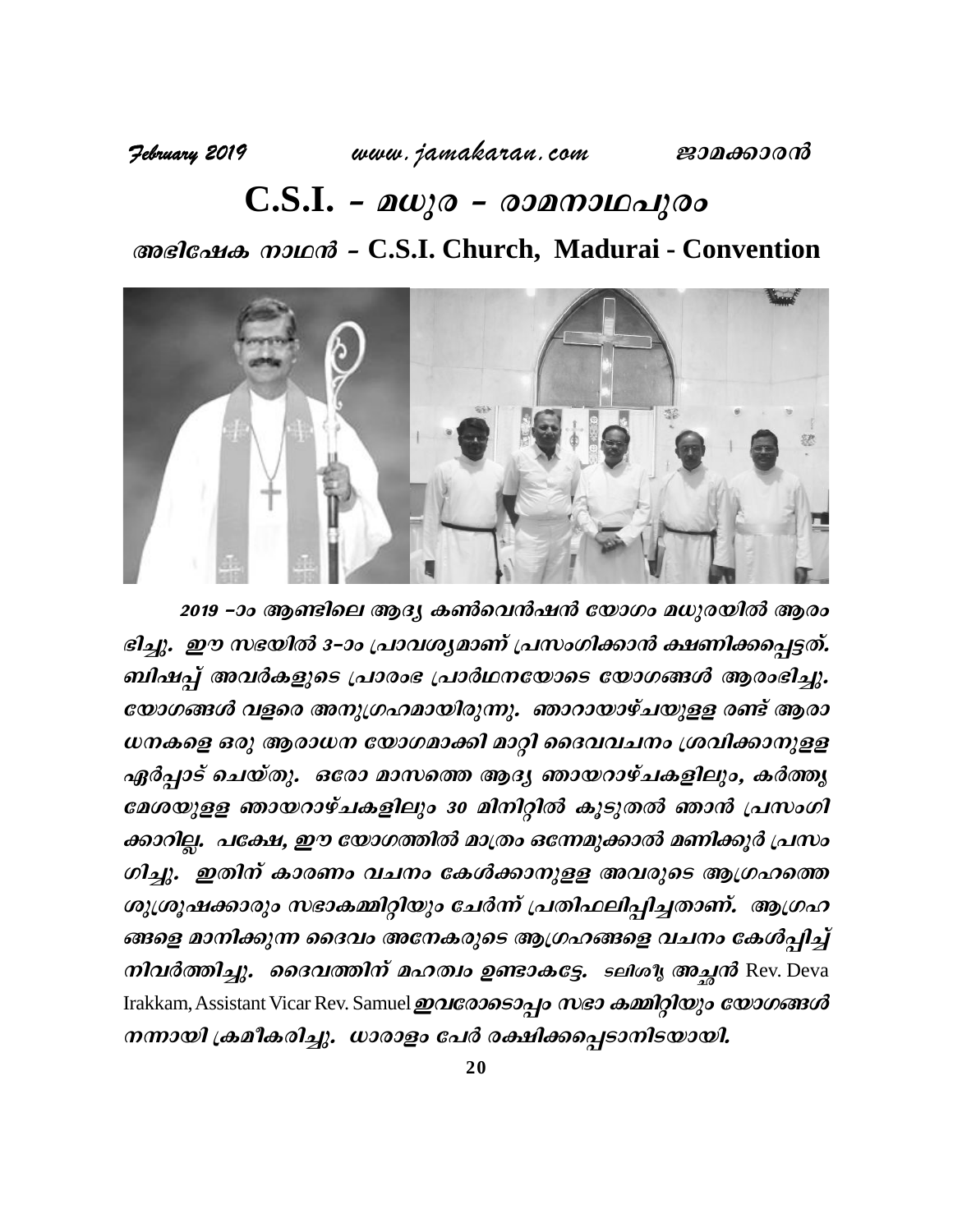# C.S.I. – മധുര – രാമനാഥപുരം

## അഭിഷേക നാഥൻ – C.S.I. Church, Madurai - Convention

*2019 –ാം ആണ്ടിലെ ആദ്യ കൺവെൻഷൻ യോഗം മധുരയിൽ ആരംഭിച്ചു. ഈ സഭയിൽ 3–ാം പ്രാവശ്യമാണ് പ്രസംഗിക്കാൻ ക്ഷണിക്കപ്പെട്ടത്. ബിഷപ്പ് അവർകളുടെ പ്രാരംഭ പ്രാർഥനയോടെ യോഗങ്ങൾ ആരംഭിച്ചു. യോഗങ്ങൾ വളരെ അനുഗ്രഹമായിരുന്നു. ഞാറായാഴ്ചയുള്ള രണ്ട് ആരാധനകളെ ഒരു ആരാധന യോഗമാക്കി മാറ്റി ദൈവവചനം ശ്രവിക്കാനുള്ള ഏർപ്പാട് ചെയ്തു. ഒരോ മാസത്തെ ആദ്യ ഞായറാഴ്ചകളിലും, കർത്തൃമേശയുള്ള ഞായറാഴ്ചകളിലും 30 മിനിറ്റിൽ കൂടുതൽ ഞാൻ പ്രസംഗിക്കാറില്ല. പക്ഷേ, ഈ യോഗത്തിൽ മാത്രം ഒന്നേമുക്കാൽ മണിക്കൂർ പ്രസംഗിച്ചു. ഇതിന് കാരണം വചനം കേൾക്കാനുള്ള അവരുടെ ആഗ്രഹത്തെ ശുശ്രൂഷക്കാരും സഭാകമ്മിറ്റിയും ചേർന്ന് പ്രതിഫലിപ്പിച്ചതാണ്. ആഗ്രഹങ്ങളെ മാനിക്കുന്ന ദൈവം അനേകരുടെ ആഗ്രഹങ്ങളെ വചനം കേൾപ്പിച്ച് നിവർത്തിച്ചു. ദൈവത്തിന് മഹത്വം ഉണ്ടാകട്ടേ. ടലിശീ്യ അച്ചൻ* Rev. Deva Irakkam, Assistant Vicar Rev. Samuel *ഇവരോടൊപ്പം സഭാ കമ്മിറ്റിയും യോഗങ്ങൾ നന്നായി ക്രമീകരിച്ചു. ധാരാളം പേർ രക്ഷിക്കപ്പെടാനിടയായി.*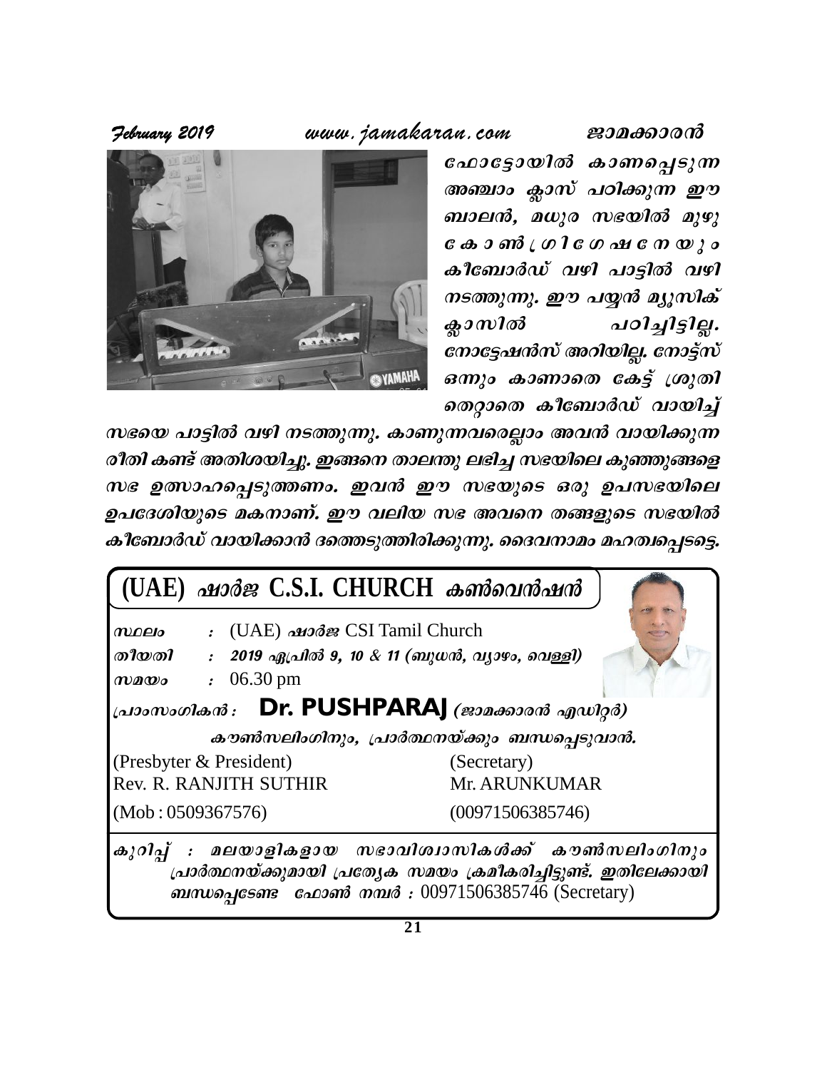ഫോട്ടോയിൽ കാണപ്പെടുന്ന അഞ്ചാം ക്ലാസ് പഠിക്കുന്ന ഈ ബാലൻ, മധുര സഭയിൽ മുഴു കോൺഗ്രിഗേഷനെയും കീബോർഡ് വഴി പാട്ടിൽ വഴി നടത്തുന്നു. ഈ പയ്യൻ മ്യൂസിക് ക്ലാസിൽ പഠിച്ചിട്ടില്ല. നോട്ടേഷൻസ് അറിയില്ല. നോട്ട്സ് ഒന്നും കാണാതെ കേട്ട് ശ്രുതി തെറ്റാതെ കീബോർഡ് വായിച്ച് സഭയെ പാട്ടിൽ വഴി നടത്തുന്നു. കാണുന്നവരെല്ലാം അവൻ വായിക്കുന്ന രീതി കണ്ട് അതിശയിച്ചു. ഇങ്ങനെ താലന്തു ലഭിച്ച സഭയിലെ കുഞ്ഞുങ്ങളെ സഭ ഉത്സാഹപ്പെടുത്തണം. ഇവൻ ഈ സഭയുടെ ഒരു ഉപസഭയിലെ ഉപദേശിയുടെ മകനാണ്. ഈ വലിയ സഭ അവനെ തങ്ങളുടെ സഭയിൽ കീബോർഡ് വായിക്കാൻ ദത്തെടുത്തിരിക്കുന്നു. ദൈവനാമം മഹത്വപ്പെടട്ടെ.

## (UAE) ഷാർജ C.S.I. CHURCH കൺവെൻഷൻ

സ്ഥലം : (UAE) ഷാർജ CSI Tamil Church
തീയതി : 2019 ഏപ്രിൽ 9, 10 & 11 (ബുധൻ, വ്യാഴം, വെള്ളി)
സമയം : 06.30 pm

പ്രാംസംഗികൻ : **Dr. PUSHPARAJ** (ജാമക്കാരൻ എഡിറ്റർ)

കൗൺസലിംഗിനും, പ്രാർത്ഥനയ്ക്കും ബന്ധപ്പെടുവാൻ.

| (Presbyter & President) | (Secretary) |
|---|---|
| Rev. R. RANJITH SUTHIR | Mr. ARUNKUMAR |
| (Mob : 0509367576) | (00971506385746) |

കുറിപ്പ് : മലയാളികളായ സഭാവിശ്വാസികൾക്ക് കൗൺസലിംഗിനും പ്രാർത്ഥനയ്ക്കുമായി പ്രത്യേക സമയം ക്രമീകരിച്ചിട്ടുണ്ട്. ഇതിലേക്കായി ബന്ധപ്പെടേണ്ട ഫോൺ നമ്പർ : 00971506385746 (Secretary)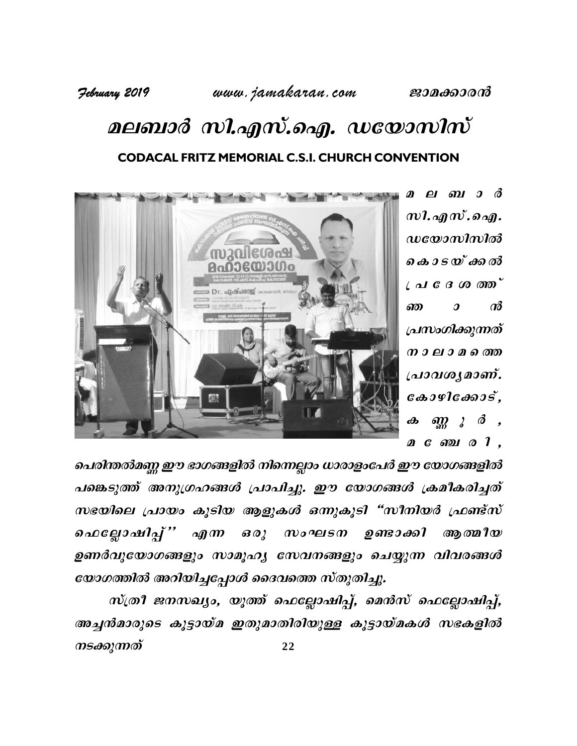# മലബാർ സി.എസ്.ഐ. ഡയോസിസ്

**CODACAL FRITZ MEMORIAL C.S.I. CHURCH CONVENTION**

*മലബാർ സി.എസ്.ഐ. ഡയോസിസിൽ കൊടയ്ക്കൽ പ്രദേശത്ത് ഞാൻ പ്രസംഗിക്കുന്നത് നാലാമത്തെ പ്രാവശ്യമാണ്. കോഴിക്കോട്, കണ്ണൂർ, മഞ്ചേരി, പെരിന്തൽമണ്ണ ഈ ഭാഗങ്ങളിൽ നിന്നെല്ലാം ധാരാളംപേർ ഈ യോഗങ്ങളിൽ പങ്കെടുത്ത് അനുഗ്രഹങ്ങൾ പ്രാപിച്ചു. ഈ യോഗങ്ങൾ ക്രമീകരിച്ചത് സഭയിലെ പ്രായം കൂടിയ ആളുകൾ ഒന്നുകൂടി "സീനിയർ ഫ്രണ്ട്സ് ഫെല്ലോഷിപ്പ്" എന്ന ഒരു സംഘടന ഉണ്ടാക്കി ആത്മീയ ഉണർവുയോഗങ്ങളും സാമൂഹ്യ സേവനങ്ങളും ചെയ്യുന്ന വിവരങ്ങൾ യോഗത്തിൽ അറിയിച്ചപ്പോൾ ദൈവത്തെ സ്തുതിച്ചു.*

*സ്ത്രീ ജനസഖ്യം, യൂത്ത് ഫെല്ലോഷിപ്പ്, മെൻസ് ഫെല്ലോഷിപ്പ്, അച്ചൻമാരുടെ കൂട്ടായ്മ ഇതുമാതിരിയുള്ള കൂട്ടായ്മകൾ സഭകളിൽ നടക്കുന്നത്*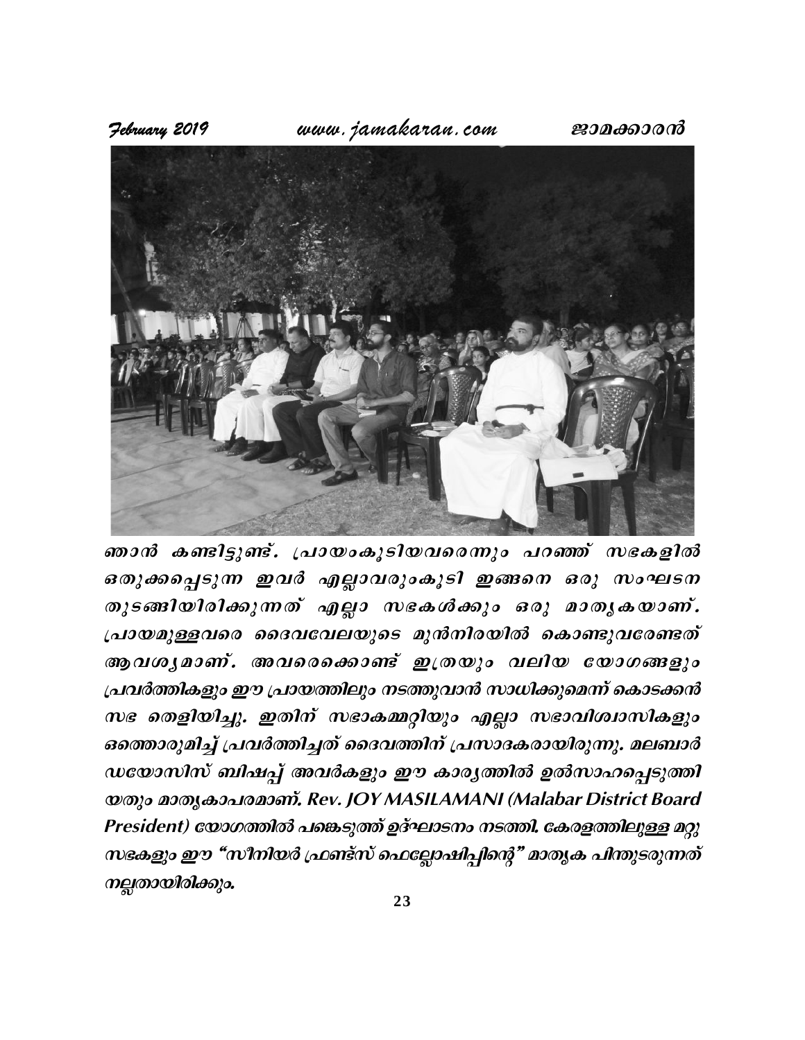ഞാൻ കണ്ടിട്ടുണ്ട്. പ്രായംകൂടിയവരെന്നും പറഞ്ഞ് സഭകളിൽ ഒതുക്കപ്പെടുന്ന ഇവർ എല്ലാവരുംകൂടി ഇങ്ങനെ ഒരു സംഘടന തുടങ്ങിയിരിക്കുന്നത് എല്ലാ സഭകൾക്കും ഒരു മാതൃകയാണ്. പ്രായമുള്ളവരെ ദൈവവേലയുടെ മുൻനിരയിൽ കൊണ്ടുവരേണ്ടത് ആവശ്യമാണ്. അവരെക്കൊണ്ട് ഇത്രയും വലിയ യോഗങ്ങളും പ്രവർത്തികളും ഈ പ്രായത്തിലും നടത്തുവാൻ സാധിക്കുമെന്ന് കൊടക്കൻ സഭ തെളിയിച്ചു. ഇതിന് സഭാകമ്മറ്റിയും എല്ലാ സഭാവിശ്വാസികളും ഒത്തൊരുമിച്ച് പ്രവർത്തിച്ചത് ദൈവത്തിന് പ്രസാദകരായിരുന്നു. മലബാർ ഡയോസിസ് ബിഷപ്പ് അവർകളും ഈ കാര്യത്തിൽ ഉൽസാഹപ്പെടുത്തിയതും മാതൃകാപരമാണ്. Rev. JOY MASILAMANI (Malabar District Board President) യോഗത്തിൽ പങ്കെടുത്ത് ഉദ്ഘാടനം നടത്തി. കേരളത്തിലുള്ള മറ്റു സഭകളും ഈ "സീനിയർ ഫ്രണ്ട്സ് ഫെല്ലോഷിപ്പിന്റെ" മാതൃക പിന്തുടരുന്നത് നല്ലതായിരിക്കും.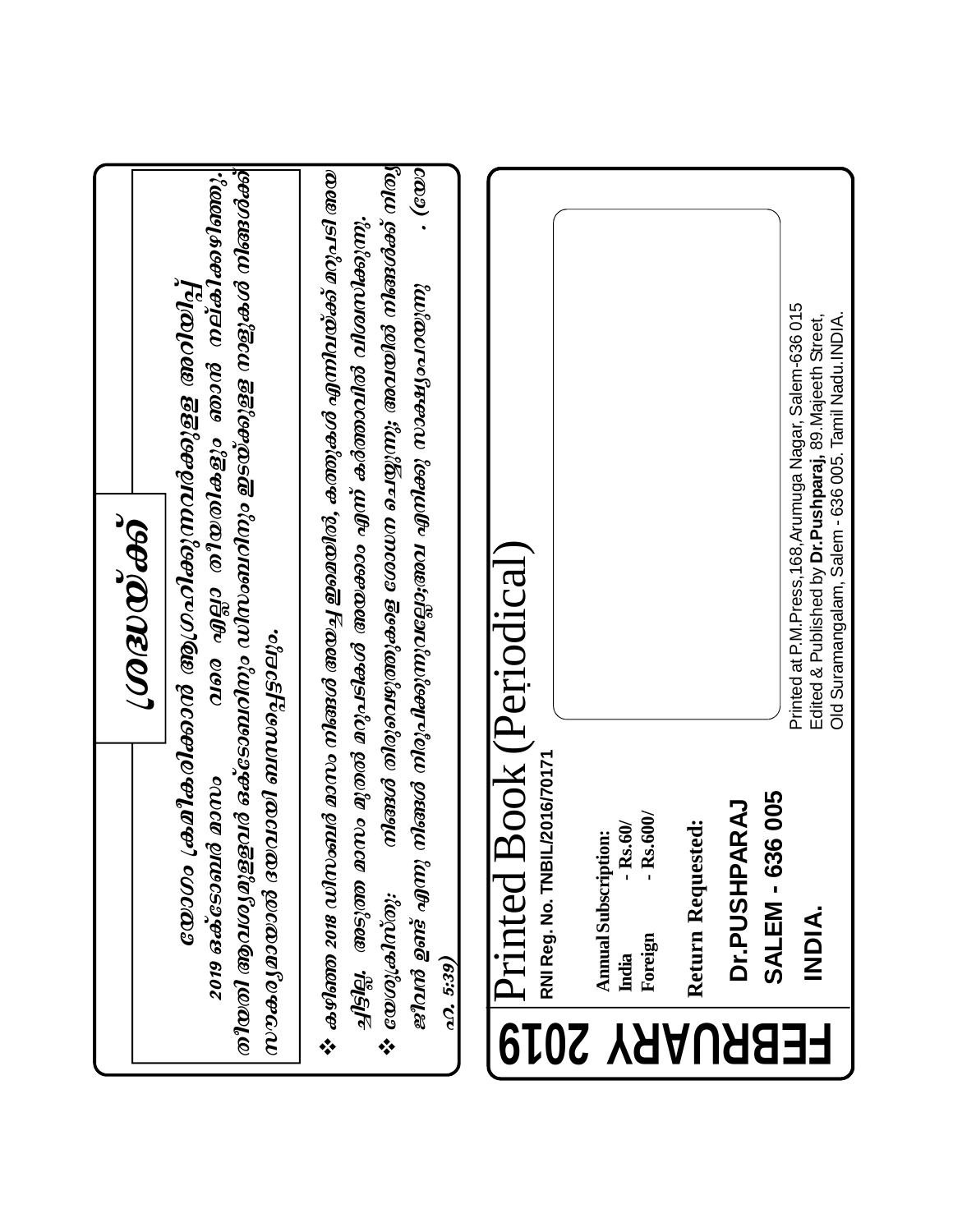# ശ്രദ്ധയ്ക്ക്

**യോഗം ക്രമീകരിക്കാൻ ആഗ്രഹിക്കുന്നവർക്കുള്ള അറിയിപ്പ്**

*2019 ഒക്ടോബർ മാസം വരെ ഏല്ലാ തീയതികളും ഞാൻ നല്കികഴിഞ്ഞു. തീയതി ആവശ്യമുള്ളവർ ഒക്ടോബറിനും ഡിസംബറിനും ഇടയ്ക്കുള്ള നാളുകൾ നിങ്ങൾക്ക് സൗകര്യമായത് തെരഞ്ഞെടുത്ത് ബന്ധപ്പെടുക.*

- *കഴിഞ്ഞ 2018 ഡിസംബർ മാസം നിങ്ങൾ അയച്ചിട്ടുള്ളതിൽ, കത്തുകൾ ഏന്നിവയ്ക്ക് മറുപടി അടുത്ത മാസം മുതൽ മറുപടികൾ അയക്കും എന്ന് കർത്താവിൽ വിശ്വസിക്കുന്നു.*
- *യോഹന്നാൻ: നിങ്ങൾ തിരുവെഴുത്തുകളെ ശോധന ചെയ്യുന്നു; അവയിൽ നിങ്ങൾക്ക് നിത്യജീവൻ ഉണ്ട് എന്നു നിങ്ങൾ നിരൂപിക്കുന്നുവല്ലോ; അവ എന്നെക്കുറിച്ചു സാക്ഷ്യം പറയുന്നു. (യോഹ. 5:39)*

# FEBRUARY 2019

Printed Book (Periodical)

RNI Reg. No. TNBIL/2016/70171

**Annual Subscription:**
India - Rs.60/
Foreign - Rs.600/

**Return Requested:**

**Dr.PUSHPARAJ**
**SALEM - 636 005**
**INDIA.**

Printed at P.M.Press,168,Arumuga Nagar, Salem-636 015
Edited & Published by **Dr.Pushparaj,** 89.Majeeth Street,
Old Suramangalam, Salem - 636 005. Tamil Nadu.INDIA.